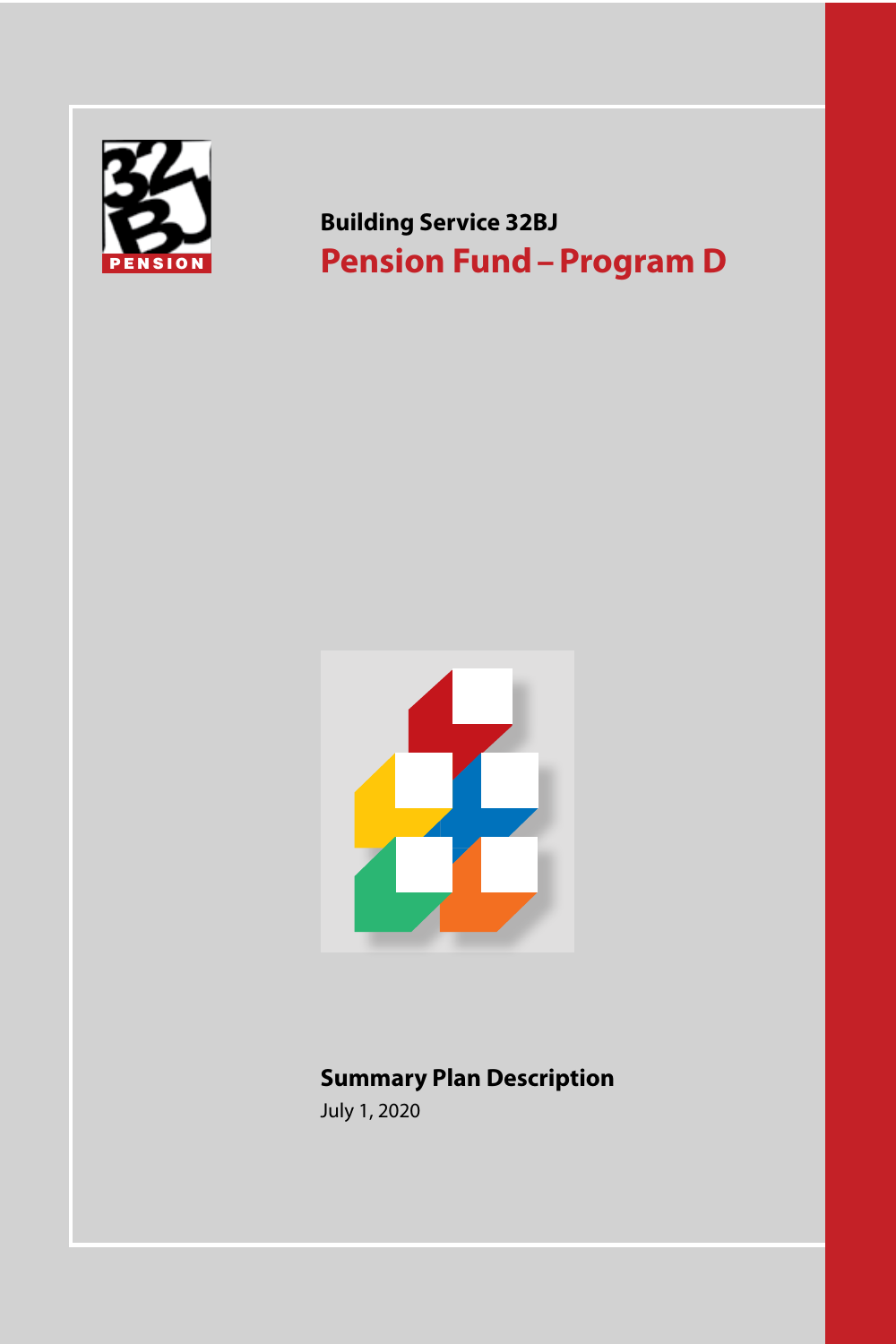Building Service 32BJ

# Pension Fund – Program D

## Summary Plan Description

July 1, 2020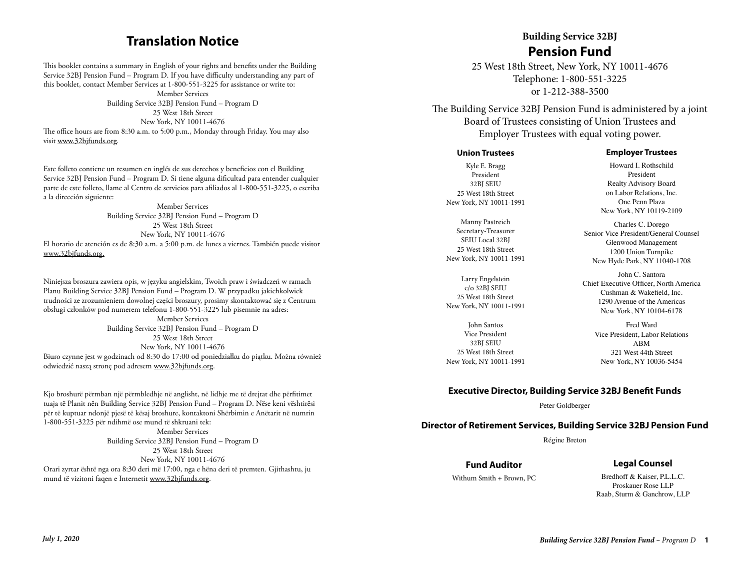# Translation Notice

This booklet contains a summary in English of your rights and benefits under the Building Service 32BJ Pension Fund – Program D. If you have difficulty understanding any part of this booklet, contact Member Services at 1-800-551-3225 for assistance or write to:

Member Services
Building Service 32BJ Pension Fund – Program D
25 West 18th Street
New York, NY 10011-4676

The office hours are from 8:30 a.m. to 5:00 p.m., Monday through Friday. You may also visit www.32bjfunds.org.

Este folleto contiene un resumen en inglés de sus derechos y beneficios con el Building Service 32BJ Pension Fund – Program D. Si tiene alguna dificultad para entender cualquier parte de este folleto, llame al Centro de servicios para afiliados al 1-800-551-3225, o escriba a la dirección siguiente:

Member Services
Building Service 32BJ Pension Fund – Program D
25 West 18th Street
New York, NY 10011-4676

El horario de atención es de 8:30 a.m. a 5:00 p.m. de lunes a viernes. También puede visitor www.32bjfunds.org.

Niniejsza broszura zawiera opis, w języku angielskim, Twoich praw i świadczeń w ramach Planu Building Service 32BJ Pension Fund – Program D. W przypadku jakichkolwiek trudności ze zrozumieniem dowolnej części broszury, prosimy skontaktować się z Centrum obsługi członków pod numerem telefonu 1-800-551-3225 lub pisemnie na adres:

Member Services
Building Service 32BJ Pension Fund – Program D
25 West 18th Street
New York, NY 10011-4676

Biuro czynne jest w godzinach od 8:30 do 17:00 od poniedziałku do piątku. Można również odwiedzić naszą stronę pod adresem www.32bjfunds.org.

Kjo broshurë përmban një përmbledhje në anglisht, në lidhje me të drejtat dhe përfitimet tuaja të Planit nën Building Service 32BJ Pension Fund – Program D. Nëse keni vështirësi për të kuptuar ndonjë pjesë të kësaj broshure, kontaktoni Shërbimin e Anëtarit në numrin 1-800-551-3225 për ndihmë ose mund të shkruani tek:

Member Services
Building Service 32BJ Pension Fund – Program D
25 West 18th Street
New York, NY 10011-4676

Orari zyrtar është nga ora 8:30 deri më 17:00, nga e hëna deri të premten. Gjithashtu, ju mund të vizitoni faqen e Internetit www.32bjfunds.org.

## Building Service 32BJ Pension Fund

25 West 18th Street, New York, NY 10011-4676
Telephone: 1-800-551-3225
or 1-212-388-3500

The Building Service 32BJ Pension Fund is administered by a joint Board of Trustees consisting of Union Trustees and Employer Trustees with equal voting power.

### Union Trustees

Kyle E. Bragg
President
32BJ SEIU
25 West 18th Street
New York, NY 10011-1991

Manny Pastreich
Secretary-Treasurer
SEIU Local 32BJ
25 West 18th Street
New York, NY 10011-1991

Larry Engelstein
c/o 32BJ SEIU
25 West 18th Street
New York, NY 10011-1991

John Santos
Vice President
32BJ SEIU
25 West 18th Street
New York, NY 10011-1991

### Employer Trustees

Howard I. Rothschild
President
Realty Advisory Board
on Labor Relations, Inc.
One Penn Plaza
New York, NY 10119-2109

Charles C. Dorego
Senior Vice President/General Counsel
Glenwood Management
1200 Union Turnpike
New Hyde Park, NY 11040-1708

John C. Santora
Chief Executive Officer, North America
Cushman & Wakefield, Inc.
1290 Avenue of the Americas
New York, NY 10104-6178

Fred Ward
Vice President, Labor Relations
ABM
321 West 44th Street
New York, NY 10036-5454

### Executive Director, Building Service 32BJ Benefit Funds

Peter Goldberger

### Director of Retirement Services, Building Service 32BJ Pension Fund

Régine Breton

### Fund Auditor

Withum Smith + Brown, PC

### Legal Counsel

Bredhoff & Kaiser, P.L.L.C.
Proskauer Rose LLP
Raab, Sturm & Ganchrow, LLP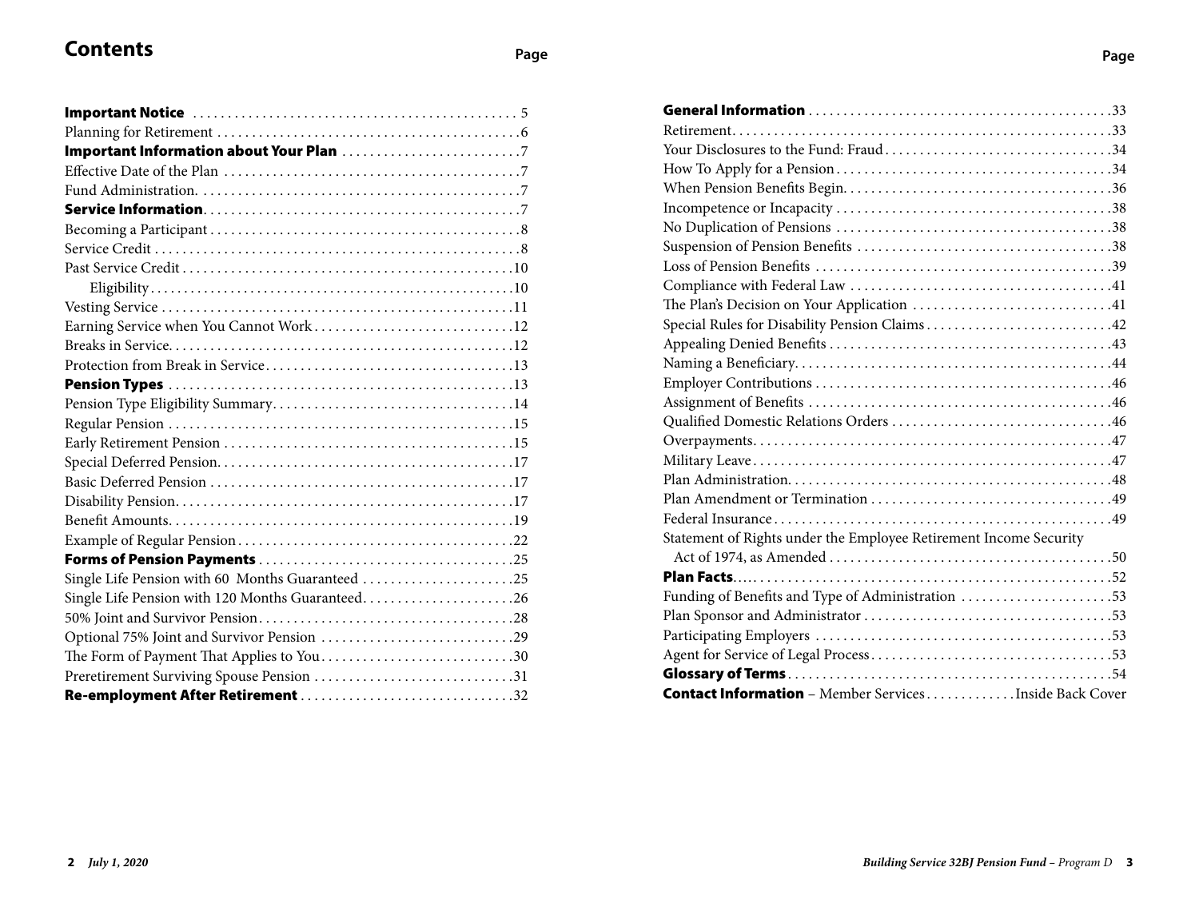# Contents

| | Page |
|---|---|
| **Important Notice** | 5 |
| Planning for Retirement | 6 |
| **Important Information about Your Plan** | 7 |
| Effective Date of the Plan | 7 |
| Fund Administration | 7 |
| **Service Information** | 7 |
| Becoming a Participant | 8 |
| Service Credit | 8 |
| Past Service Credit | 10 |
| Eligibility | 10 |
| Vesting Service | 11 |
| Earning Service when You Cannot Work | 12 |
| Breaks in Service | 12 |
| Protection from Break in Service | 13 |
| **Pension Types** | 13 |
| Pension Type Eligibility Summary | 14 |
| Regular Pension | 15 |
| Early Retirement Pension | 15 |
| Special Deferred Pension | 17 |
| Basic Deferred Pension | 17 |
| Disability Pension | 17 |
| Benefit Amounts | 19 |
| Example of Regular Pension | 22 |
| **Forms of Pension Payments** | 25 |
| Single Life Pension with 60 Months Guaranteed | 25 |
| Single Life Pension with 120 Months Guaranteed | 26 |
| 50% Joint and Survivor Pension | 28 |
| Optional 75% Joint and Survivor Pension | 29 |
| The Form of Payment That Applies to You | 30 |
| Preretirement Surviving Spouse Pension | 31 |
| **Re-employment After Retirement** | 32 |
| **General Information** | 33 |
| Retirement | 33 |
| Your Disclosures to the Fund: Fraud | 34 |
| How To Apply for a Pension | 34 |
| When Pension Benefits Begin | 36 |
| Incompetence or Incapacity | 38 |
| No Duplication of Pensions | 38 |
| Suspension of Pension Benefits | 38 |
| Loss of Pension Benefits | 39 |
| Compliance with Federal Law | 41 |
| The Plan's Decision on Your Application | 41 |
| Special Rules for Disability Pension Claims | 42 |
| Appealing Denied Benefits | 43 |
| Naming a Beneficiary | 44 |
| Employer Contributions | 46 |
| Assignment of Benefits | 46 |
| Qualified Domestic Relations Orders | 46 |
| Overpayments | 47 |
| Military Leave | 47 |
| Plan Administration | 48 |
| Plan Amendment or Termination | 49 |
| Federal Insurance | 49 |
| Statement of Rights under the Employee Retirement Income Security Act of 1974, as Amended | 50 |
| **Plan Facts** | 52 |
| Funding of Benefits and Type of Administration | 53 |
| Plan Sponsor and Administrator | 53 |
| Participating Employers | 53 |
| Agent for Service of Legal Process | 53 |
| **Glossary of Terms** | 54 |
| **Contact Information** – Member Services | Inside Back Cover |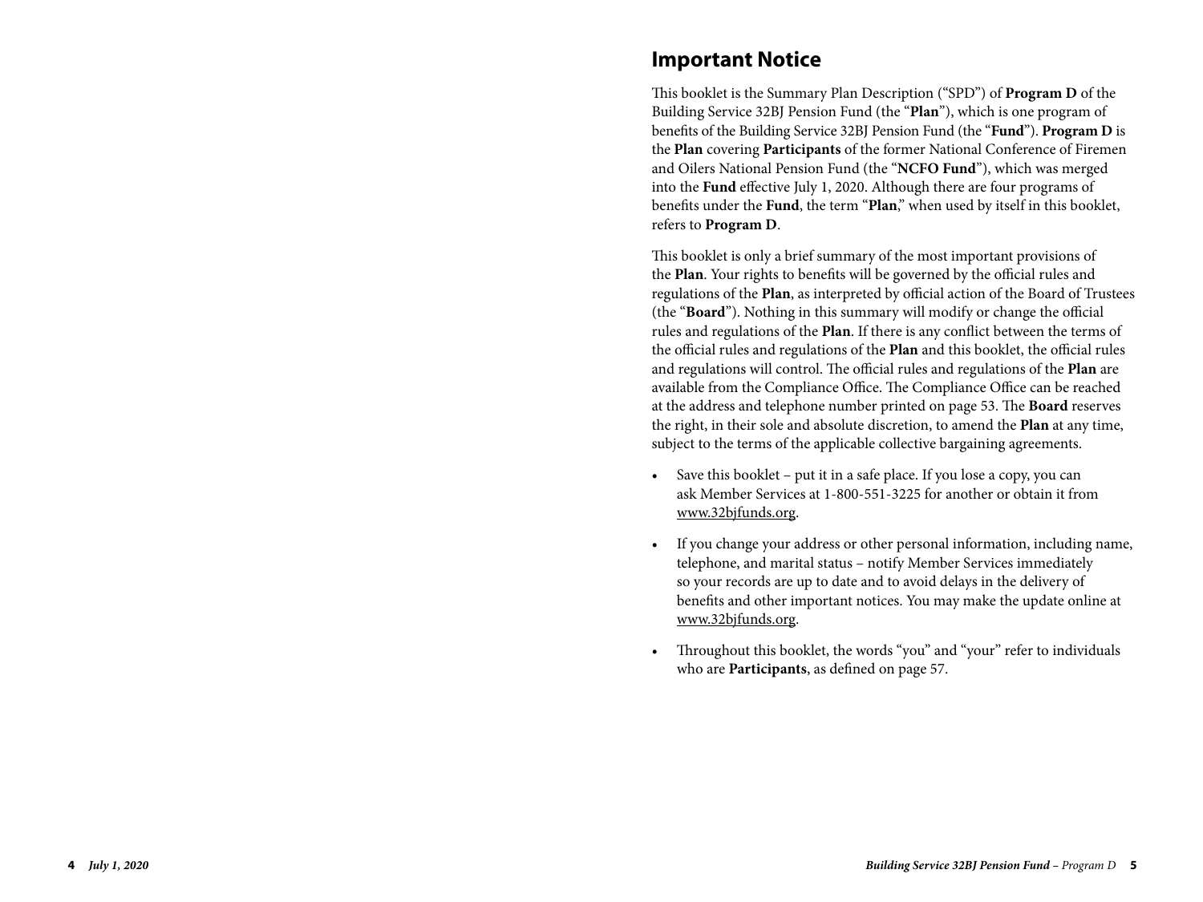## Important Notice

This booklet is the Summary Plan Description ("SPD") of **Program D** of the Building Service 32BJ Pension Fund (the "**Plan**"), which is one program of benefits of the Building Service 32BJ Pension Fund (the "**Fund**"). **Program D** is the **Plan** covering **Participants** of the former National Conference of Firemen and Oilers National Pension Fund (the "**NCFO Fund**"), which was merged into the **Fund** effective July 1, 2020. Although there are four programs of benefits under the **Fund**, the term "**Plan**," when used by itself in this booklet, refers to **Program D**.

This booklet is only a brief summary of the most important provisions of the **Plan**. Your rights to benefits will be governed by the official rules and regulations of the **Plan**, as interpreted by official action of the Board of Trustees (the "**Board**"). Nothing in this summary will modify or change the official rules and regulations of the **Plan**. If there is any conflict between the terms of the official rules and regulations of the **Plan** and this booklet, the official rules and regulations will control. The official rules and regulations of the **Plan** are available from the Compliance Office. The Compliance Office can be reached at the address and telephone number printed on page 53. The **Board** reserves the right, in their sole and absolute discretion, to amend the **Plan** at any time, subject to the terms of the applicable collective bargaining agreements.

- Save this booklet – put it in a safe place. If you lose a copy, you can ask Member Services at 1-800-551-3225 for another or obtain it from www.32bjfunds.org.
- If you change your address or other personal information, including name, telephone, and marital status – notify Member Services immediately so your records are up to date and to avoid delays in the delivery of benefits and other important notices. You may make the update online at www.32bjfunds.org.
- Throughout this booklet, the words "you" and "your" refer to individuals who are **Participants**, as defined on page 57.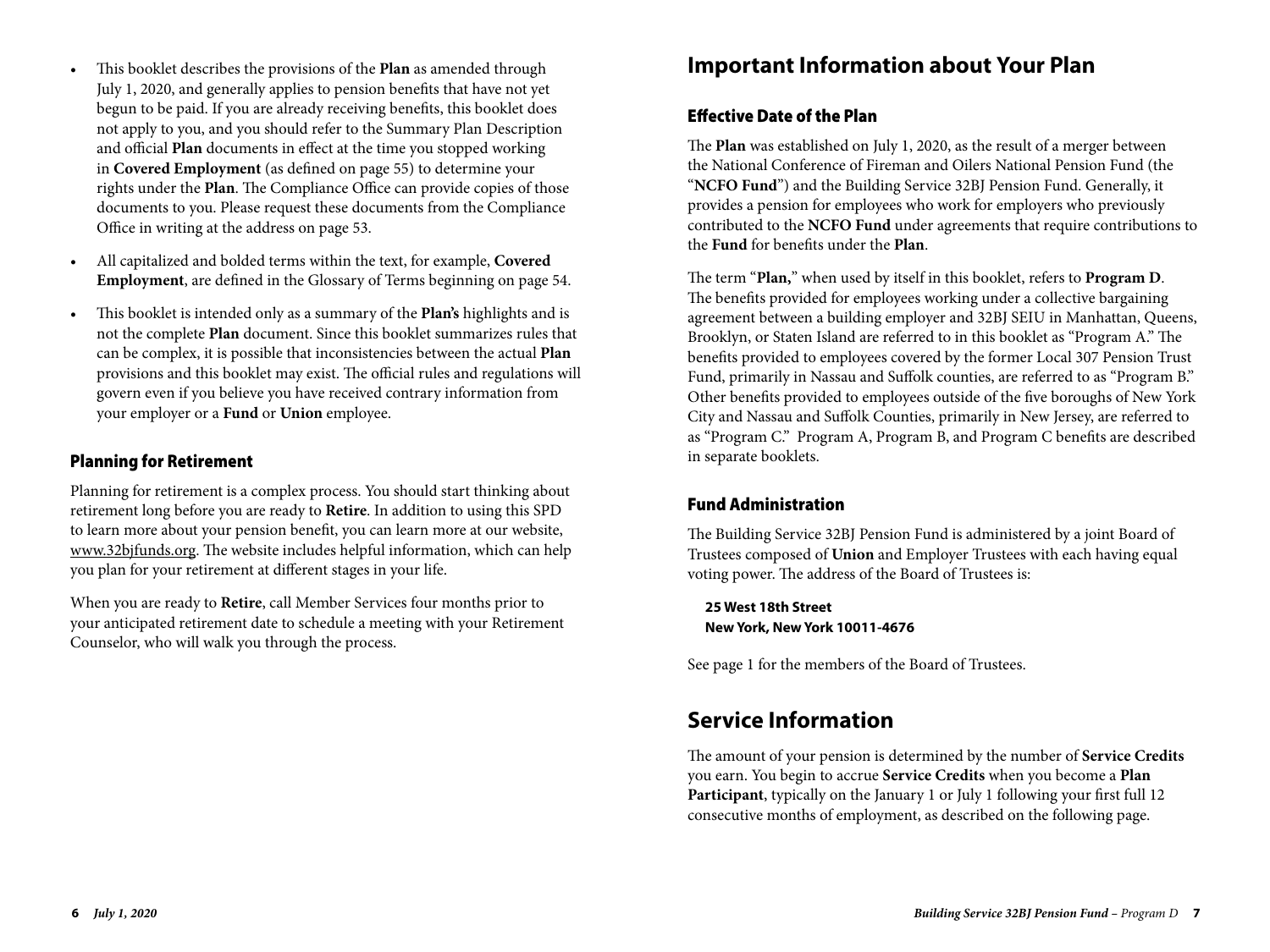- This booklet describes the provisions of the **Plan** as amended through July 1, 2020, and generally applies to pension benefits that have not yet begun to be paid. If you are already receiving benefits, this booklet does not apply to you, and you should refer to the Summary Plan Description and official **Plan** documents in effect at the time you stopped working in **Covered Employment** (as defined on page 55) to determine your rights under the **Plan**. The Compliance Office can provide copies of those documents to you. Please request these documents from the Compliance Office in writing at the address on page 53.
- All capitalized and bolded terms within the text, for example, **Covered Employment**, are defined in the Glossary of Terms beginning on page 54.
- This booklet is intended only as a summary of the **Plan's** highlights and is not the complete **Plan** document. Since this booklet summarizes rules that can be complex, it is possible that inconsistencies between the actual **Plan** provisions and this booklet may exist. The official rules and regulations will govern even if you believe you have received contrary information from your employer or a **Fund** or **Union** employee.

### Planning for Retirement

Planning for retirement is a complex process. You should start thinking about retirement long before you are ready to **Retire**. In addition to using this SPD to learn more about your pension benefit, you can learn more at our website, www.32bjfunds.org. The website includes helpful information, which can help you plan for your retirement at different stages in your life.

When you are ready to **Retire**, call Member Services four months prior to your anticipated retirement date to schedule a meeting with your Retirement Counselor, who will walk you through the process.

## Important Information about Your Plan

### Effective Date of the Plan

The **Plan** was established on July 1, 2020, as the result of a merger between the National Conference of Fireman and Oilers National Pension Fund (the "**NCFO Fund**") and the Building Service 32BJ Pension Fund. Generally, it provides a pension for employees who work for employers who previously contributed to the **NCFO Fund** under agreements that require contributions to the **Fund** for benefits under the **Plan**.

The term "**Plan,**" when used by itself in this booklet, refers to **Program D**. The benefits provided for employees working under a collective bargaining agreement between a building employer and 32BJ SEIU in Manhattan, Queens, Brooklyn, or Staten Island are referred to in this booklet as "Program A." The benefits provided to employees covered by the former Local 307 Pension Trust Fund, primarily in Nassau and Suffolk counties, are referred to as "Program B." Other benefits provided to employees outside of the five boroughs of New York City and Nassau and Suffolk Counties, primarily in New Jersey, are referred to as "Program C." Program A, Program B, and Program C benefits are described in separate booklets.

### Fund Administration

The Building Service 32BJ Pension Fund is administered by a joint Board of Trustees composed of **Union** and Employer Trustees with each having equal voting power. The address of the Board of Trustees is:

**25 West 18th Street**
**New York, New York 10011-4676**

See page 1 for the members of the Board of Trustees.

## Service Information

The amount of your pension is determined by the number of **Service Credits** you earn. You begin to accrue **Service Credits** when you become a **Plan Participant**, typically on the January 1 or July 1 following your first full 12 consecutive months of employment, as described on the following page.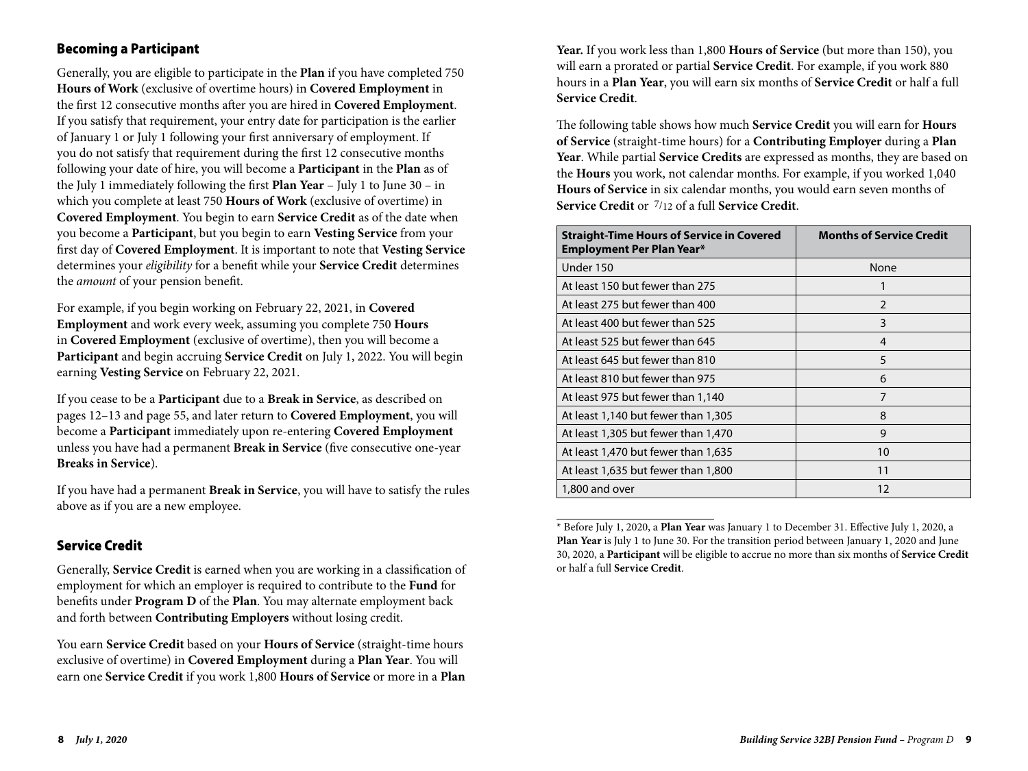## Becoming a Participant

Generally, you are eligible to participate in the **Plan** if you have completed 750 **Hours of Work** (exclusive of overtime hours) in **Covered Employment** in the first 12 consecutive months after you are hired in **Covered Employment**. If you satisfy that requirement, your entry date for participation is the earlier of January 1 or July 1 following your first anniversary of employment. If you do not satisfy that requirement during the first 12 consecutive months following your date of hire, you will become a **Participant** in the **Plan** as of the July 1 immediately following the first **Plan Year** – July 1 to June 30 – in which you complete at least 750 **Hours of Work** (exclusive of overtime) in **Covered Employment**. You begin to earn **Service Credit** as of the date when you become a **Participant**, but you begin to earn **Vesting Service** from your first day of **Covered Employment**. It is important to note that **Vesting Service** determines your *eligibility* for a benefit while your **Service Credit** determines the *amount* of your pension benefit.

For example, if you begin working on February 22, 2021, in **Covered Employment** and work every week, assuming you complete 750 **Hours** in **Covered Employment** (exclusive of overtime), then you will become a **Participant** and begin accruing **Service Credit** on July 1, 2022. You will begin earning **Vesting Service** on February 22, 2021.

If you cease to be a **Participant** due to a **Break in Service**, as described on pages 12–13 and page 55, and later return to **Covered Employment**, you will become a **Participant** immediately upon re-entering **Covered Employment** unless you have had a permanent **Break in Service** (five consecutive one-year **Breaks in Service**).

If you have had a permanent **Break in Service**, you will have to satisfy the rules above as if you are a new employee.

## Service Credit

Generally, **Service Credit** is earned when you are working in a classification of employment for which an employer is required to contribute to the **Fund** for benefits under **Program D** of the **Plan**. You may alternate employment back and forth between **Contributing Employers** without losing credit.

You earn **Service Credit** based on your **Hours of Service** (straight-time hours exclusive of overtime) in **Covered Employment** during a **Plan Year**. You will earn one **Service Credit** if you work 1,800 **Hours of Service** or more in a **Plan Year.** If you work less than 1,800 **Hours of Service** (but more than 150), you will earn a prorated or partial **Service Credit**. For example, if you work 880 hours in a **Plan Year**, you will earn six months of **Service Credit** or half a full **Service Credit**.

The following table shows how much **Service Credit** you will earn for **Hours of Service** (straight-time hours) for a **Contributing Employer** during a **Plan Year**. While partial **Service Credits** are expressed as months, they are based on the **Hours** you work, not calendar months. For example, if you worked 1,040 **Hours of Service** in six calendar months, you would earn seven months of **Service Credit** or 7/12 of a full **Service Credit**.

| Straight-Time Hours of Service in Covered Employment Per Plan Year* | Months of Service Credit |
|---|---|
| Under 150 | None |
| At least 150 but fewer than 275 | 1 |
| At least 275 but fewer than 400 | 2 |
| At least 400 but fewer than 525 | 3 |
| At least 525 but fewer than 645 | 4 |
| At least 645 but fewer than 810 | 5 |
| At least 810 but fewer than 975 | 6 |
| At least 975 but fewer than 1,140 | 7 |
| At least 1,140 but fewer than 1,305 | 8 |
| At least 1,305 but fewer than 1,470 | 9 |
| At least 1,470 but fewer than 1,635 | 10 |
| At least 1,635 but fewer than 1,800 | 11 |
| 1,800 and over | 12 |

\* Before July 1, 2020, a **Plan Year** was January 1 to December 31. Effective July 1, 2020, a **Plan Year** is July 1 to June 30. For the transition period between January 1, 2020 and June 30, 2020, a **Participant** will be eligible to accrue no more than six months of **Service Credit** or half a full **Service Credit**.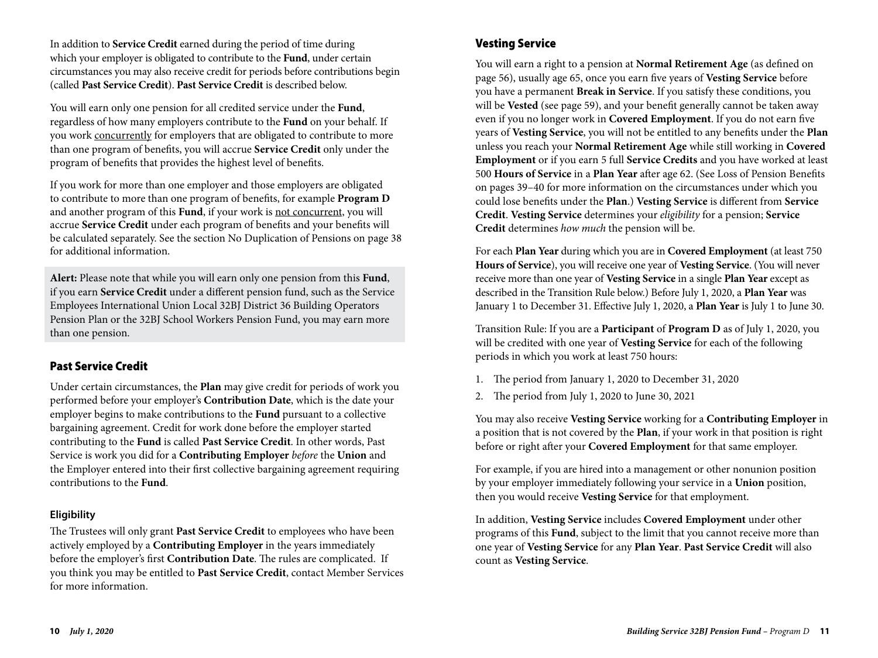In addition to **Service Credit** earned during the period of time during which your employer is obligated to contribute to the **Fund**, under certain circumstances you may also receive credit for periods before contributions begin (called **Past Service Credit**). **Past Service Credit** is described below.

You will earn only one pension for all credited service under the **Fund**, regardless of how many employers contribute to the **Fund** on your behalf. If you work concurrently for employers that are obligated to contribute to more than one program of benefits, you will accrue **Service Credit** only under the program of benefits that provides the highest level of benefits.

If you work for more than one employer and those employers are obligated to contribute to more than one program of benefits, for example **Program D** and another program of this **Fund**, if your work is not concurrent, you will accrue **Service Credit** under each program of benefits and your benefits will be calculated separately. See the section No Duplication of Pensions on page 38 for additional information.

**Alert:** Please note that while you will earn only one pension from this **Fund**, if you earn **Service Credit** under a different pension fund, such as the Service Employees International Union Local 32BJ District 36 Building Operators Pension Plan or the 32BJ School Workers Pension Fund, you may earn more than one pension.

## Past Service Credit

Under certain circumstances, the **Plan** may give credit for periods of work you performed before your employer's **Contribution Date**, which is the date your employer begins to make contributions to the **Fund** pursuant to a collective bargaining agreement. Credit for work done before the employer started contributing to the **Fund** is called **Past Service Credit**. In other words, Past Service is work you did for a **Contributing Employer** *before* the **Union** and the Employer entered into their first collective bargaining agreement requiring contributions to the **Fund**.

### Eligibility

The Trustees will only grant **Past Service Credit** to employees who have been actively employed by a **Contributing Employer** in the years immediately before the employer's first **Contribution Date**. The rules are complicated. If you think you may be entitled to **Past Service Credit**, contact Member Services for more information.

## Vesting Service

You will earn a right to a pension at **Normal Retirement Age** (as defined on page 56), usually age 65, once you earn five years of **Vesting Service** before you have a permanent **Break in Service**. If you satisfy these conditions, you will be **Vested** (see page 59), and your benefit generally cannot be taken away even if you no longer work in **Covered Employment**. If you do not earn five years of **Vesting Service**, you will not be entitled to any benefits under the **Plan** unless you reach your **Normal Retirement Age** while still working in **Covered Employment** or if you earn 5 full **Service Credits** and you have worked at least 500 **Hours of Service** in a **Plan Year** after age 62. (See Loss of Pension Benefits on pages 39–40 for more information on the circumstances under which you could lose benefits under the **Plan**.) **Vesting Service** is different from **Service Credit**. **Vesting Service** determines your *eligibility* for a pension; **Service Credit** determines *how much* the pension will be.

For each **Plan Year** during which you are in **Covered Employment** (at least 750 **Hours of Service**), you will receive one year of **Vesting Service**. (You will never receive more than one year of **Vesting Service** in a single **Plan Year** except as described in the Transition Rule below.) Before July 1, 2020, a **Plan Year** was January 1 to December 31. Effective July 1, 2020, a **Plan Year** is July 1 to June 30.

Transition Rule: If you are a **Participant** of **Program D** as of July 1, 2020, you will be credited with one year of **Vesting Service** for each of the following periods in which you work at least 750 hours:

1. The period from January 1, 2020 to December 31, 2020
2. The period from July 1, 2020 to June 30, 2021

You may also receive **Vesting Service** working for a **Contributing Employer** in a position that is not covered by the **Plan**, if your work in that position is right before or right after your **Covered Employment** for that same employer.

For example, if you are hired into a management or other nonunion position by your employer immediately following your service in a **Union** position, then you would receive **Vesting Service** for that employment.

In addition, **Vesting Service** includes **Covered Employment** under other programs of this **Fund**, subject to the limit that you cannot receive more than one year of **Vesting Service** for any **Plan Year**. **Past Service Credit** will also count as **Vesting Service**.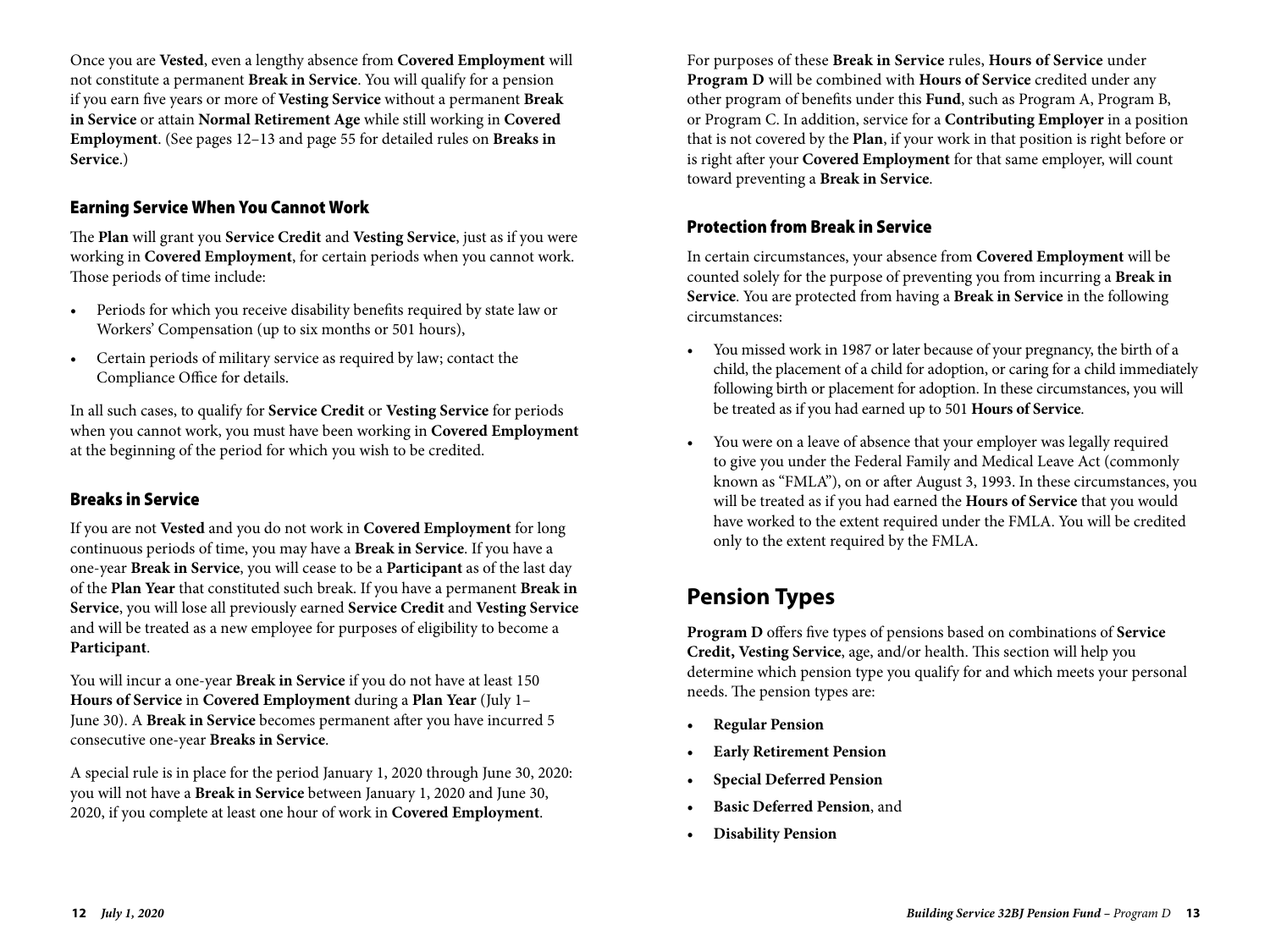Once you are **Vested**, even a lengthy absence from **Covered Employment** will not constitute a permanent **Break in Service**. You will qualify for a pension if you earn five years or more of **Vesting Service** without a permanent **Break in Service** or attain **Normal Retirement Age** while still working in **Covered Employment**. (See pages 12–13 and page 55 for detailed rules on **Breaks in Service**.)

### Earning Service When You Cannot Work

The **Plan** will grant you **Service Credit** and **Vesting Service**, just as if you were working in **Covered Employment**, for certain periods when you cannot work. Those periods of time include:

- Periods for which you receive disability benefits required by state law or Workers' Compensation (up to six months or 501 hours),
- Certain periods of military service as required by law; contact the Compliance Office for details.

In all such cases, to qualify for **Service Credit** or **Vesting Service** for periods when you cannot work, you must have been working in **Covered Employment** at the beginning of the period for which you wish to be credited.

### Breaks in Service

If you are not **Vested** and you do not work in **Covered Employment** for long continuous periods of time, you may have a **Break in Service**. If you have a one-year **Break in Service**, you will cease to be a **Participant** as of the last day of the **Plan Year** that constituted such break. If you have a permanent **Break in Service**, you will lose all previously earned **Service Credit** and **Vesting Service** and will be treated as a new employee for purposes of eligibility to become a **Participant**.

You will incur a one-year **Break in Service** if you do not have at least 150 **Hours of Service** in **Covered Employment** during a **Plan Year** (July 1–June 30). A **Break in Service** becomes permanent after you have incurred 5 consecutive one-year **Breaks in Service**.

A special rule is in place for the period January 1, 2020 through June 30, 2020: you will not have a **Break in Service** between January 1, 2020 and June 30, 2020, if you complete at least one hour of work in **Covered Employment**.

For purposes of these **Break in Service** rules, **Hours of Service** under **Program D** will be combined with **Hours of Service** credited under any other program of benefits under this **Fund**, such as Program A, Program B, or Program C. In addition, service for a **Contributing Employer** in a position that is not covered by the **Plan**, if your work in that position is right before or is right after your **Covered Employment** for that same employer, will count toward preventing a **Break in Service**.

### Protection from Break in Service

In certain circumstances, your absence from **Covered Employment** will be counted solely for the purpose of preventing you from incurring a **Break in Service**. You are protected from having a **Break in Service** in the following circumstances:

- You missed work in 1987 or later because of your pregnancy, the birth of a child, the placement of a child for adoption, or caring for a child immediately following birth or placement for adoption. In these circumstances, you will be treated as if you had earned up to 501 **Hours of Service**.
- You were on a leave of absence that your employer was legally required to give you under the Federal Family and Medical Leave Act (commonly known as "FMLA"), on or after August 3, 1993. In these circumstances, you will be treated as if you had earned the **Hours of Service** that you would have worked to the extent required under the FMLA. You will be credited only to the extent required by the FMLA.

## Pension Types

**Program D** offers five types of pensions based on combinations of **Service Credit, Vesting Service**, age, and/or health. This section will help you determine which pension type you qualify for and which meets your personal needs. The pension types are:

- **Regular Pension**
- **Early Retirement Pension**
- **Special Deferred Pension**
- **Basic Deferred Pension**, and
- **Disability Pension**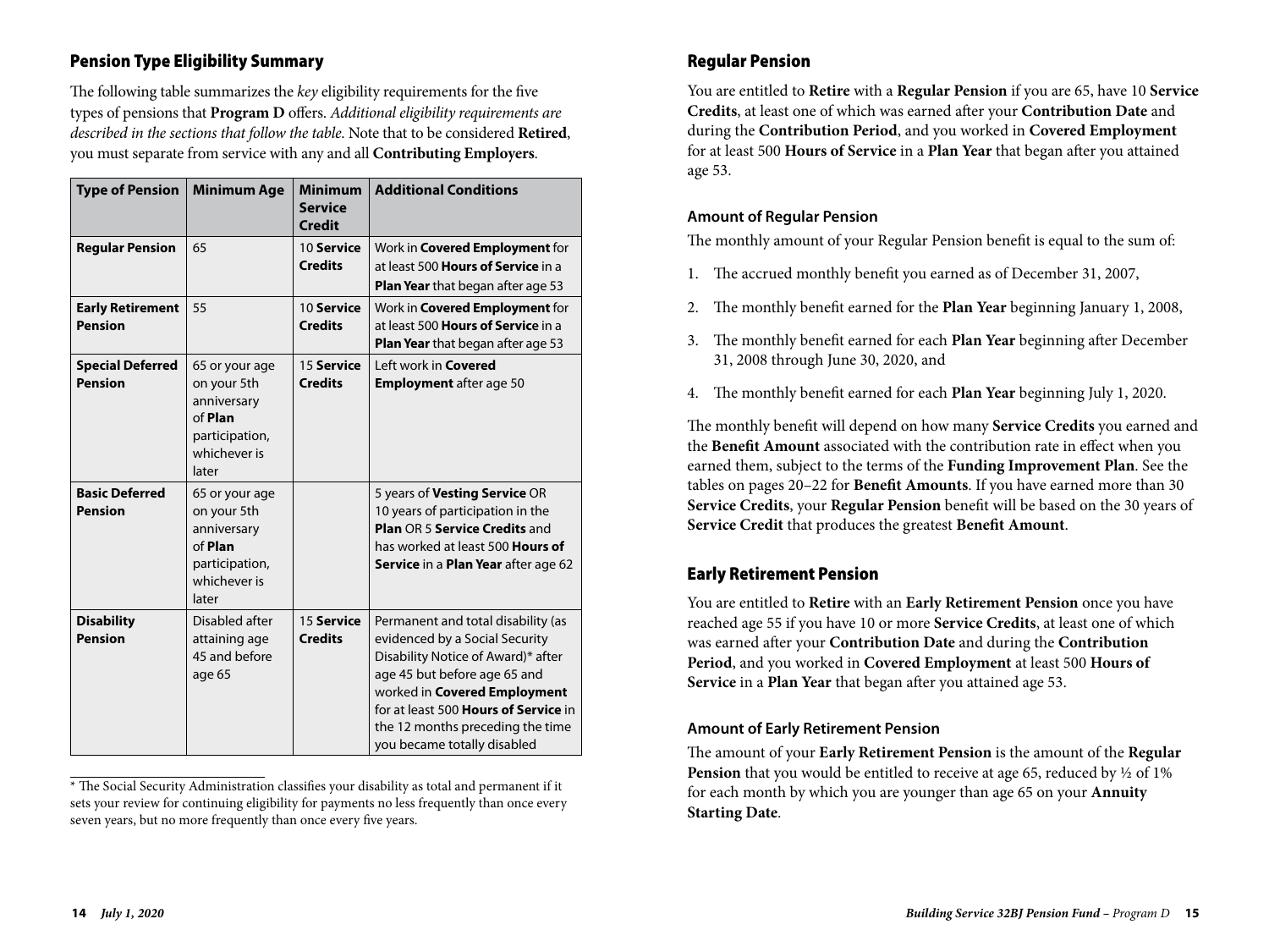## Pension Type Eligibility Summary

The following table summarizes the *key* eligibility requirements for the five types of pensions that **Program D** offers. *Additional eligibility requirements are described in the sections that follow the table.* Note that to be considered **Retired**, you must separate from service with any and all **Contributing Employers**.

| Type of Pension | Minimum Age | Minimum Service Credit | Additional Conditions |
|---|---|---|---|
| **Regular Pension** | 65 | 10 **Service Credits** | Work in **Covered Employment** for at least 500 **Hours of Service** in a **Plan Year** that began after age 53 |
| **Early Retirement Pension** | 55 | 10 **Service Credits** | Work in **Covered Employment** for at least 500 **Hours of Service** in a **Plan Year** that began after age 53 |
| **Special Deferred Pension** | 65 or your age on your 5th anniversary of **Plan** participation, whichever is later | 15 **Service Credits** | Left work in **Covered Employment** after age 50 |
| **Basic Deferred Pension** | 65 or your age on your 5th anniversary of **Plan** participation, whichever is later | | 5 years of **Vesting Service** OR 10 years of participation in the **Plan** OR 5 **Service Credits** and has worked at least 500 **Hours of Service** in a **Plan Year** after age 62 |
| **Disability Pension** | Disabled after attaining age 45 and before age 65 | 15 **Service Credits** | Permanent and total disability (as evidenced by a Social Security Disability Notice of Award)* after age 45 but before age 65 and worked in **Covered Employment** for at least 500 **Hours of Service** in the 12 months preceding the time you became totally disabled |

* The Social Security Administration classifies your disability as total and permanent if it sets your review for continuing eligibility for payments no less frequently than once every seven years, but no more frequently than once every five years.

## Regular Pension

You are entitled to **Retire** with a **Regular Pension** if you are 65, have 10 **Service Credits**, at least one of which was earned after your **Contribution Date** and during the **Contribution Period**, and you worked in **Covered Employment** for at least 500 **Hours of Service** in a **Plan Year** that began after you attained age 53.

### Amount of Regular Pension

The monthly amount of your Regular Pension benefit is equal to the sum of:

1. The accrued monthly benefit you earned as of December 31, 2007,
2. The monthly benefit earned for the **Plan Year** beginning January 1, 2008,
3. The monthly benefit earned for each **Plan Year** beginning after December 31, 2008 through June 30, 2020, and
4. The monthly benefit earned for each **Plan Year** beginning July 1, 2020.

The monthly benefit will depend on how many **Service Credits** you earned and the **Benefit Amount** associated with the contribution rate in effect when you earned them, subject to the terms of the **Funding Improvement Plan**. See the tables on pages 20–22 for **Benefit Amounts**. If you have earned more than 30 **Service Credits**, your **Regular Pension** benefit will be based on the 30 years of **Service Credit** that produces the greatest **Benefit Amount**.

## Early Retirement Pension

You are entitled to **Retire** with an **Early Retirement Pension** once you have reached age 55 if you have 10 or more **Service Credits**, at least one of which was earned after your **Contribution Date** and during the **Contribution Period**, and you worked in **Covered Employment** at least 500 **Hours of Service** in a **Plan Year** that began after you attained age 53.

### Amount of Early Retirement Pension

The amount of your **Early Retirement Pension** is the amount of the **Regular Pension** that you would be entitled to receive at age 65, reduced by ½ of 1% for each month by which you are younger than age 65 on your **Annuity Starting Date**.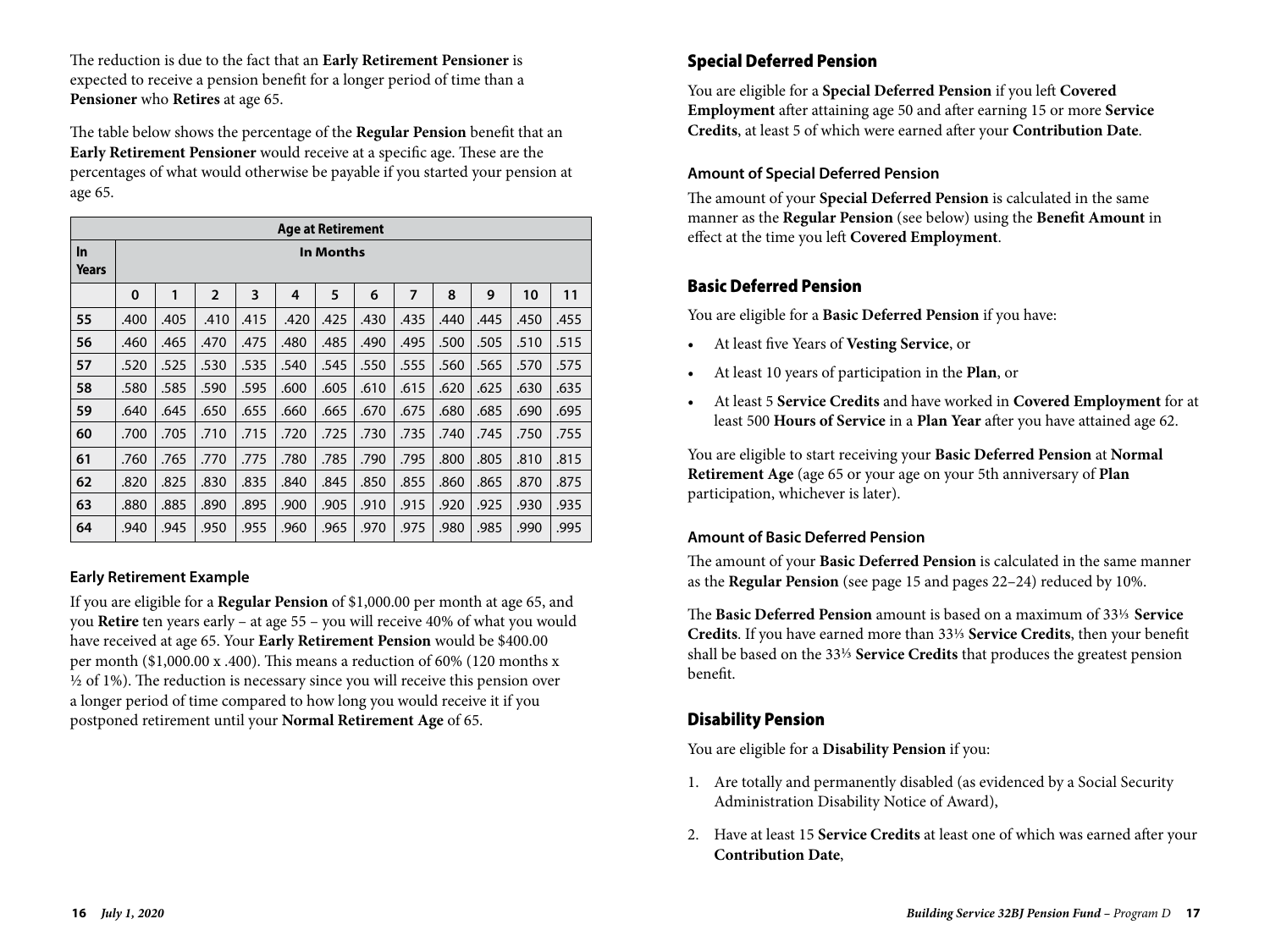The reduction is due to the fact that an **Early Retirement Pensioner** is expected to receive a pension benefit for a longer period of time than a **Pensioner** who **Retires** at age 65.

The table below shows the percentage of the **Regular Pension** benefit that an **Early Retirement Pensioner** would receive at a specific age. These are the percentages of what would otherwise be payable if you started your pension at age 65.

| Age at Retirement | | | | | | | | | | | | |
|---|---|---|---|---|---|---|---|---|---|---|---|---|
| **In Years** | **In Months** | | | | | | | | | | | |
| | **0** | **1** | **2** | **3** | **4** | **5** | **6** | **7** | **8** | **9** | **10** | **11** |
| **55** | .400 | .405 | .410 | .415 | .420 | .425 | .430 | .435 | .440 | .445 | .450 | .455 |
| **56** | .460 | .465 | .470 | .475 | .480 | .485 | .490 | .495 | .500 | .505 | .510 | .515 |
| **57** | .520 | .525 | .530 | .535 | .540 | .545 | .550 | .555 | .560 | .565 | .570 | .575 |
| **58** | .580 | .585 | .590 | .595 | .600 | .605 | .610 | .615 | .620 | .625 | .630 | .635 |
| **59** | .640 | .645 | .650 | .655 | .660 | .665 | .670 | .675 | .680 | .685 | .690 | .695 |
| **60** | .700 | .705 | .710 | .715 | .720 | .725 | .730 | .735 | .740 | .745 | .750 | .755 |
| **61** | .760 | .765 | .770 | .775 | .780 | .785 | .790 | .795 | .800 | .805 | .810 | .815 |
| **62** | .820 | .825 | .830 | .835 | .840 | .845 | .850 | .855 | .860 | .865 | .870 | .875 |
| **63** | .880 | .885 | .890 | .895 | .900 | .905 | .910 | .915 | .920 | .925 | .930 | .935 |
| **64** | .940 | .945 | .950 | .955 | .960 | .965 | .970 | .975 | .980 | .985 | .990 | .995 |

#### Early Retirement Example

If you are eligible for a **Regular Pension** of $1,000.00 per month at age 65, and you **Retire** ten years early – at age 55 – you will receive 40% of what you would have received at age 65. Your **Early Retirement Pension** would be $400.00 per month ($1,000.00 x .400). This means a reduction of 60% (120 months x ½ of 1%). The reduction is necessary since you will receive this pension over a longer period of time compared to how long you would receive it if you postponed retirement until your **Normal Retirement Age** of 65.

### Special Deferred Pension

You are eligible for a **Special Deferred Pension** if you left **Covered Employment** after attaining age 50 and after earning 15 or more **Service Credits**, at least 5 of which were earned after your **Contribution Date**.

#### Amount of Special Deferred Pension

The amount of your **Special Deferred Pension** is calculated in the same manner as the **Regular Pension** (see below) using the **Benefit Amount** in effect at the time you left **Covered Employment**.

### Basic Deferred Pension

You are eligible for a **Basic Deferred Pension** if you have:

- At least five Years of **Vesting Service**, or
- At least 10 years of participation in the **Plan**, or
- At least 5 **Service Credits** and have worked in **Covered Employment** for at least 500 **Hours of Service** in a **Plan Year** after you have attained age 62.

You are eligible to start receiving your **Basic Deferred Pension** at **Normal Retirement Age** (age 65 or your age on your 5th anniversary of **Plan** participation, whichever is later).

#### Amount of Basic Deferred Pension

The amount of your **Basic Deferred Pension** is calculated in the same manner as the **Regular Pension** (see page 15 and pages 22–24) reduced by 10%.

The **Basic Deferred Pension** amount is based on a maximum of 33⅓ **Service Credits**. If you have earned more than 33⅓ **Service Credits**, then your benefit shall be based on the 33⅓ **Service Credits** that produces the greatest pension benefit.

### Disability Pension

You are eligible for a **Disability Pension** if you:

1. Are totally and permanently disabled (as evidenced by a Social Security Administration Disability Notice of Award),
2. Have at least 15 **Service Credits** at least one of which was earned after your **Contribution Date**,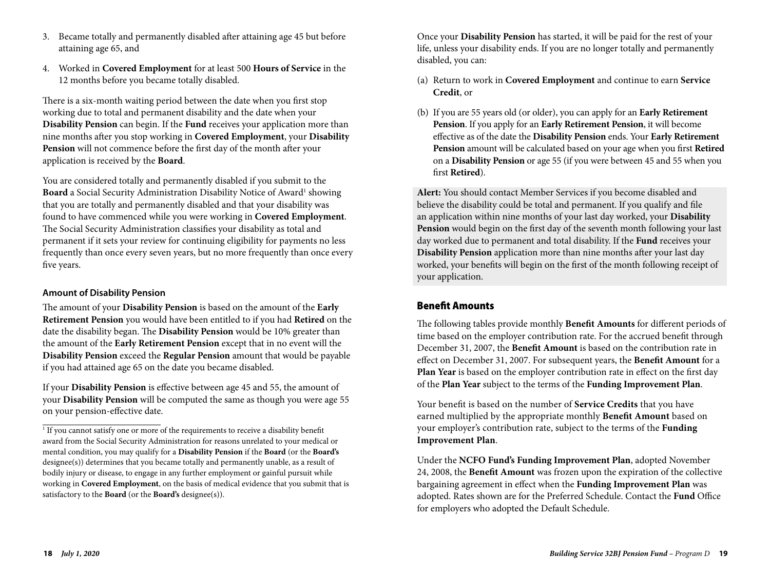3. Became totally and permanently disabled after attaining age 45 but before attaining age 65, and
4. Worked in **Covered Employment** for at least 500 **Hours of Service** in the 12 months before you became totally disabled.

There is a six-month waiting period between the date when you first stop working due to total and permanent disability and the date when your **Disability Pension** can begin. If the **Fund** receives your application more than nine months after you stop working in **Covered Employment**, your **Disability Pension** will not commence before the first day of the month after your application is received by the **Board**.

You are considered totally and permanently disabled if you submit to the **Board** a Social Security Administration Disability Notice of Award[1] showing that you are totally and permanently disabled and that your disability was found to have commenced while you were working in **Covered Employment**. The Social Security Administration classifies your disability as total and permanent if it sets your review for continuing eligibility for payments no less frequently than once every seven years, but no more frequently than once every five years.

#### Amount of Disability Pension

The amount of your **Disability Pension** is based on the amount of the **Early Retirement Pension** you would have been entitled to if you had **Retired** on the date the disability began. The **Disability Pension** would be 10% greater than the amount of the **Early Retirement Pension** except that in no event will the **Disability Pension** exceed the **Regular Pension** amount that would be payable if you had attained age 65 on the date you became disabled.

If your **Disability Pension** is effective between age 45 and 55, the amount of your **Disability Pension** will be computed the same as though you were age 55 on your pension-effective date.

[1] If you cannot satisfy one or more of the requirements to receive a disability benefit award from the Social Security Administration for reasons unrelated to your medical or mental condition, you may qualify for a **Disability Pension** if the **Board** (or the **Board's** designee(s)) determines that you became totally and permanently unable, as a result of bodily injury or disease, to engage in any further employment or gainful pursuit while working in **Covered Employment**, on the basis of medical evidence that you submit that is satisfactory to the **Board** (or the **Board's** designee(s)).

Once your **Disability Pension** has started, it will be paid for the rest of your life, unless your disability ends. If you are no longer totally and permanently disabled, you can:

(a) Return to work in **Covered Employment** and continue to earn **Service Credit**, or

(b) If you are 55 years old (or older), you can apply for an **Early Retirement Pension**. If you apply for an **Early Retirement Pension**, it will become effective as of the date the **Disability Pension** ends. Your **Early Retirement Pension** amount will be calculated based on your age when you first **Retired** on a **Disability Pension** or age 55 (if you were between 45 and 55 when you first **Retired**).

**Alert:** You should contact Member Services if you become disabled and believe the disability could be total and permanent. If you qualify and file an application within nine months of your last day worked, your **Disability Pension** would begin on the first day of the seventh month following your last day worked due to permanent and total disability. If the **Fund** receives your **Disability Pension** application more than nine months after your last day worked, your benefits will begin on the first of the month following receipt of your application.

### Benefit Amounts

The following tables provide monthly **Benefit Amounts** for different periods of time based on the employer contribution rate. For the accrued benefit through December 31, 2007, the **Benefit Amount** is based on the contribution rate in effect on December 31, 2007. For subsequent years, the **Benefit Amount** for a **Plan Year** is based on the employer contribution rate in effect on the first day of the **Plan Year** subject to the terms of the **Funding Improvement Plan**.

Your benefit is based on the number of **Service Credits** that you have earned multiplied by the appropriate monthly **Benefit Amount** based on your employer's contribution rate, subject to the terms of the **Funding Improvement Plan**.

Under the **NCFO Fund's Funding Improvement Plan**, adopted November 24, 2008, the **Benefit Amount** was frozen upon the expiration of the collective bargaining agreement in effect when the **Funding Improvement Plan** was adopted. Rates shown are for the Preferred Schedule. Contact the **Fund** Office for employers who adopted the Default Schedule.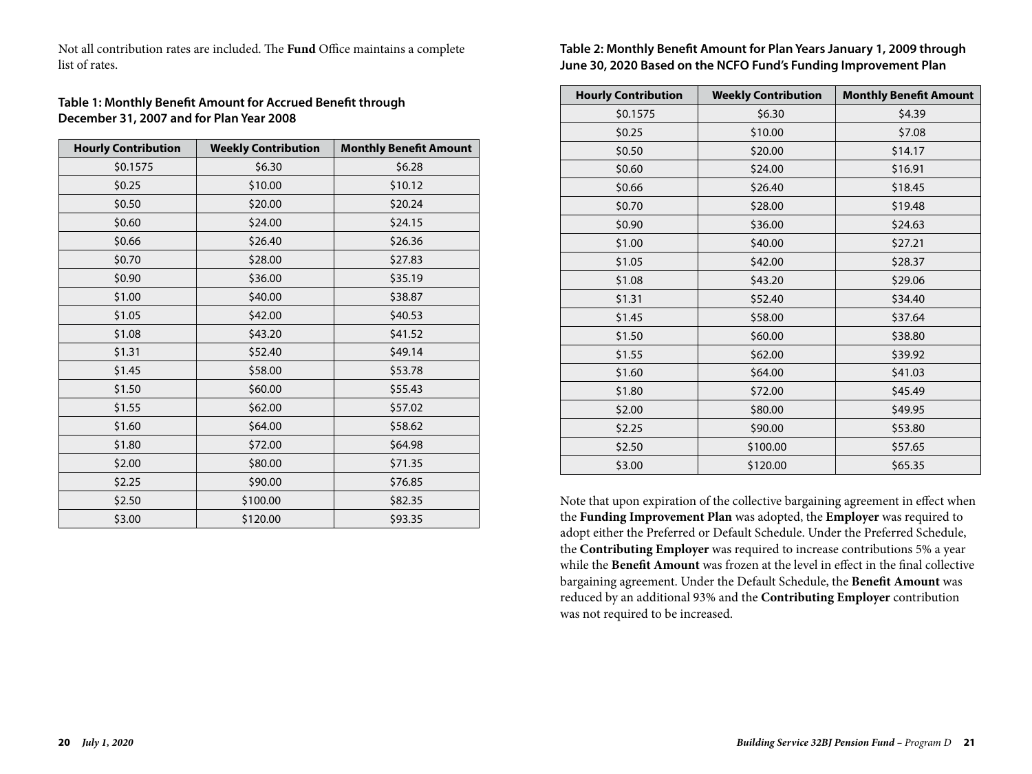Not all contribution rates are included. The **Fund** Office maintains a complete list of rates.

**Table 1: Monthly Benefit Amount for Accrued Benefit through December 31, 2007 and for Plan Year 2008**

| Hourly Contribution | Weekly Contribution | Monthly Benefit Amount |
|---|---|---|
| $0.1575 | $6.30 | $6.28 |
| $0.25 | $10.00 | $10.12 |
| $0.50 | $20.00 | $20.24 |
| $0.60 | $24.00 | $24.15 |
| $0.66 | $26.40 | $26.36 |
| $0.70 | $28.00 | $27.83 |
| $0.90 | $36.00 | $35.19 |
| $1.00 | $40.00 | $38.87 |
| $1.05 | $42.00 | $40.53 |
| $1.08 | $43.20 | $41.52 |
| $1.31 | $52.40 | $49.14 |
| $1.45 | $58.00 | $53.78 |
| $1.50 | $60.00 | $55.43 |
| $1.55 | $62.00 | $57.02 |
| $1.60 | $64.00 | $58.62 |
| $1.80 | $72.00 | $64.98 |
| $2.00 | $80.00 | $71.35 |
| $2.25 | $90.00 | $76.85 |
| $2.50 | $100.00 | $82.35 |
| $3.00 | $120.00 | $93.35 |

**Table 2: Monthly Benefit Amount for Plan Years January 1, 2009 through June 30, 2020 Based on the NCFO Fund's Funding Improvement Plan**

| Hourly Contribution | Weekly Contribution | Monthly Benefit Amount |
|---|---|---|
| $0.1575 | $6.30 | $4.39 |
| $0.25 | $10.00 | $7.08 |
| $0.50 | $20.00 | $14.17 |
| $0.60 | $24.00 | $16.91 |
| $0.66 | $26.40 | $18.45 |
| $0.70 | $28.00 | $19.48 |
| $0.90 | $36.00 | $24.63 |
| $1.00 | $40.00 | $27.21 |
| $1.05 | $42.00 | $28.37 |
| $1.08 | $43.20 | $29.06 |
| $1.31 | $52.40 | $34.40 |
| $1.45 | $58.00 | $37.64 |
| $1.50 | $60.00 | $38.80 |
| $1.55 | $62.00 | $39.92 |
| $1.60 | $64.00 | $41.03 |
| $1.80 | $72.00 | $45.49 |
| $2.00 | $80.00 | $49.95 |
| $2.25 | $90.00 | $53.80 |
| $2.50 | $100.00 | $57.65 |
| $3.00 | $120.00 | $65.35 |

Note that upon expiration of the collective bargaining agreement in effect when the **Funding Improvement Plan** was adopted, the **Employer** was required to adopt either the Preferred or Default Schedule. Under the Preferred Schedule, the **Contributing Employer** was required to increase contributions 5% a year while the **Benefit Amount** was frozen at the level in effect in the final collective bargaining agreement. Under the Default Schedule, the **Benefit Amount** was reduced by an additional 93% and the **Contributing Employer** contribution was not required to be increased.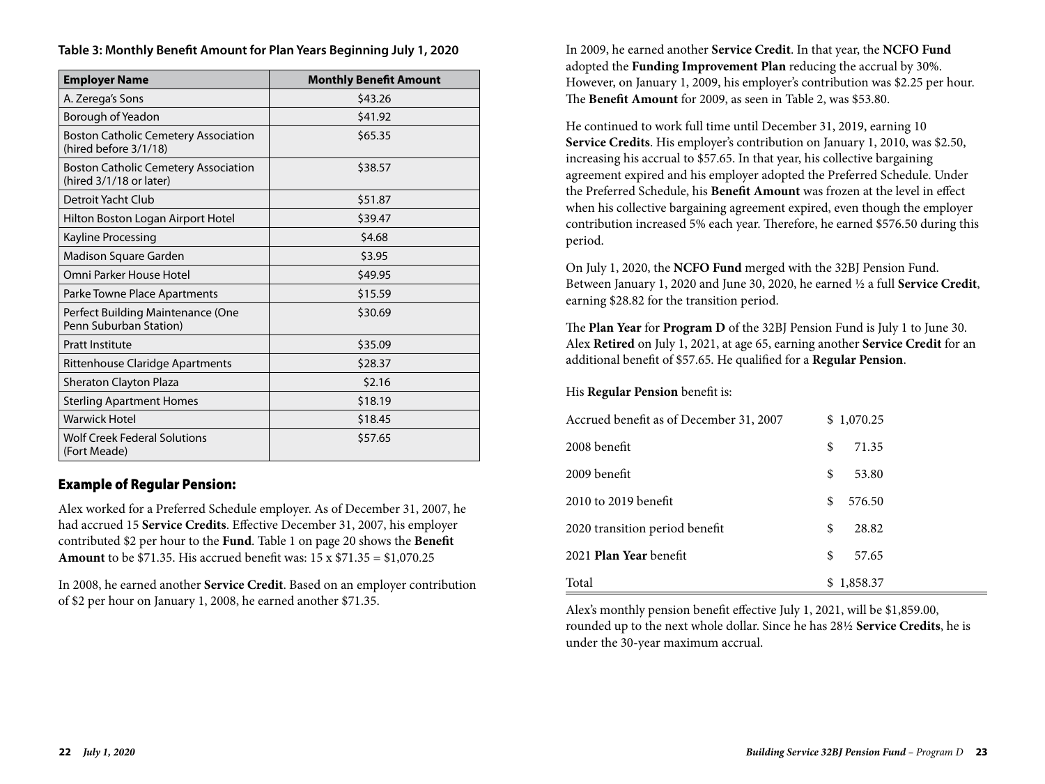**Table 3: Monthly Benefit Amount for Plan Years Beginning July 1, 2020**

| Employer Name | Monthly Benefit Amount |
|---|---|
| A. Zerega's Sons | $43.26 |
| Borough of Yeadon | $41.92 |
| Boston Catholic Cemetery Association (hired before 3/1/18) | $65.35 |
| Boston Catholic Cemetery Association (hired 3/1/18 or later) | $38.57 |
| Detroit Yacht Club | $51.87 |
| Hilton Boston Logan Airport Hotel | $39.47 |
| Kayline Processing | $4.68 |
| Madison Square Garden | $3.95 |
| Omni Parker House Hotel | $49.95 |
| Parke Towne Place Apartments | $15.59 |
| Perfect Building Maintenance (One Penn Suburban Station) | $30.69 |
| Pratt Institute | $35.09 |
| Rittenhouse Claridge Apartments | $28.37 |
| Sheraton Clayton Plaza | $2.16 |
| Sterling Apartment Homes | $18.19 |
| Warwick Hotel | $18.45 |
| Wolf Creek Federal Solutions (Fort Meade) | $57.65 |

## Example of Regular Pension:

Alex worked for a Preferred Schedule employer. As of December 31, 2007, he had accrued 15 **Service Credits**. Effective December 31, 2007, his employer contributed $2 per hour to the **Fund**. Table 1 on page 20 shows the **Benefit Amount** to be $71.35. His accrued benefit was: 15 x $71.35 = $1,070.25

In 2008, he earned another **Service Credit**. Based on an employer contribution of $2 per hour on January 1, 2008, he earned another $71.35.

In 2009, he earned another **Service Credit**. In that year, the **NCFO Fund** adopted the **Funding Improvement Plan** reducing the accrual by 30%. However, on January 1, 2009, his employer's contribution was $2.25 per hour. The **Benefit Amount** for 2009, as seen in Table 2, was $53.80.

He continued to work full time until December 31, 2019, earning 10 **Service Credits**. His employer's contribution on January 1, 2010, was $2.50, increasing his accrual to $57.65. In that year, his collective bargaining agreement expired and his employer adopted the Preferred Schedule. Under the Preferred Schedule, his **Benefit Amount** was frozen at the level in effect when his collective bargaining agreement expired, even though the employer contribution increased 5% each year. Therefore, he earned $576.50 during this period.

On July 1, 2020, the **NCFO Fund** merged with the 32BJ Pension Fund. Between January 1, 2020 and June 30, 2020, he earned ½ a full **Service Credit**, earning $28.82 for the transition period.

The **Plan Year** for **Program D** of the 32BJ Pension Fund is July 1 to June 30. Alex **Retired** on July 1, 2021, at age 65, earning another **Service Credit** for an additional benefit of $57.65. He qualified for a **Regular Pension**.

His **Regular Pension** benefit is:

| | |
|---|---|
| Accrued benefit as of December 31, 2007 | $ 1,070.25 |
| 2008 benefit | $ 71.35 |
| 2009 benefit | $ 53.80 |
| 2010 to 2019 benefit | $ 576.50 |
| 2020 transition period benefit | $ 28.82 |
| 2021 **Plan Year** benefit | $ 57.65 |
| Total | $ 1,858.37 |

Alex's monthly pension benefit effective July 1, 2021, will be $1,859.00, rounded up to the next whole dollar. Since he has 28½ **Service Credits**, he is under the 30-year maximum accrual.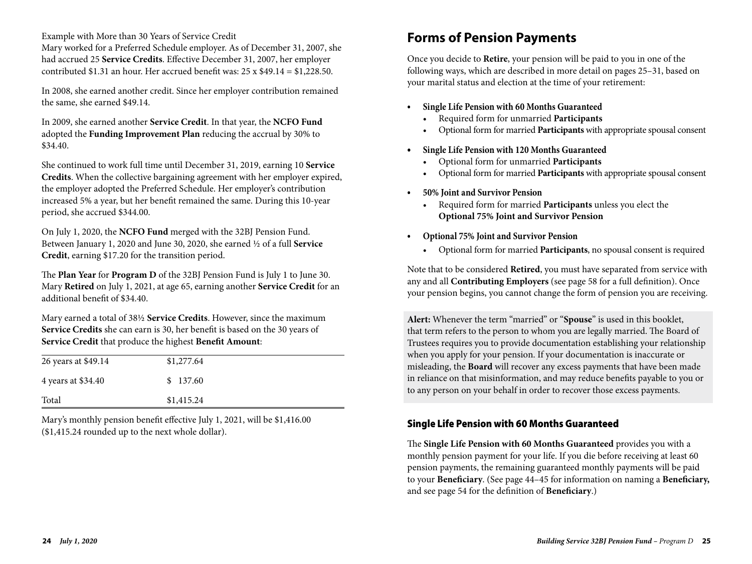Example with More than 30 Years of Service Credit

Mary worked for a Preferred Schedule employer. As of December 31, 2007, she had accrued 25 **Service Credits**. Effective December 31, 2007, her employer contributed $1.31 an hour. Her accrued benefit was: 25 x $49.14 = $1,228.50.

In 2008, she earned another credit. Since her employer contribution remained the same, she earned $49.14.

In 2009, she earned another **Service Credit**. In that year, the **NCFO Fund** adopted the **Funding Improvement Plan** reducing the accrual by 30% to $34.40.

She continued to work full time until December 31, 2019, earning 10 **Service Credits**. When the collective bargaining agreement with her employer expired, the employer adopted the Preferred Schedule. Her employer's contribution increased 5% a year, but her benefit remained the same. During this 10-year period, she accrued $344.00.

On July 1, 2020, the **NCFO Fund** merged with the 32BJ Pension Fund. Between January 1, 2020 and June 30, 2020, she earned ½ of a full **Service Credit**, earning $17.20 for the transition period.

The **Plan Year** for **Program D** of the 32BJ Pension Fund is July 1 to June 30. Mary **Retired** on July 1, 2021, at age 65, earning another **Service Credit** for an additional benefit of $34.40.

Mary earned a total of 38½ **Service Credits**. However, since the maximum **Service Credits** she can earn is 30, her benefit is based on the 30 years of **Service Credit** that produce the highest **Benefit Amount**:

| | |
|---|---|
| 26 years at $49.14 | $1,277.64 |
| 4 years at $34.40 | $ 137.60 |
| Total | $1,415.24 |

Mary's monthly pension benefit effective July 1, 2021, will be $1,416.00 ($1,415.24 rounded up to the next whole dollar).

# Forms of Pension Payments

Once you decide to **Retire**, your pension will be paid to you in one of the following ways, which are described in more detail on pages 25–31, based on your marital status and election at the time of your retirement:

- **Single Life Pension with 60 Months Guaranteed**
  - Required form for unmarried **Participants**
  - Optional form for married **Participants** with appropriate spousal consent
- **Single Life Pension with 120 Months Guaranteed**
  - Optional form for unmarried **Participants**
  - Optional form for married **Participants** with appropriate spousal consent
- **50% Joint and Survivor Pension**
  - Required form for married **Participants** unless you elect the **Optional 75% Joint and Survivor Pension**
- **Optional 75% Joint and Survivor Pension**
  - Optional form for married **Participants**, no spousal consent is required

Note that to be considered **Retired**, you must have separated from service with any and all **Contributing Employers** (see page 58 for a full definition). Once your pension begins, you cannot change the form of pension you are receiving.

**Alert:** Whenever the term "married" or "**Spouse**" is used in this booklet, that term refers to the person to whom you are legally married. The Board of Trustees requires you to provide documentation establishing your relationship when you apply for your pension. If your documentation is inaccurate or misleading, the **Board** will recover any excess payments that have been made in reliance on that misinformation, and may reduce benefits payable to you or to any person on your behalf in order to recover those excess payments.

## Single Life Pension with 60 Months Guaranteed

The **Single Life Pension with 60 Months Guaranteed** provides you with a monthly pension payment for your life. If you die before receiving at least 60 pension payments, the remaining guaranteed monthly payments will be paid to your **Beneficiary**. (See page 44–45 for information on naming a **Beneficiary,** and see page 54 for the definition of **Beneficiary**.)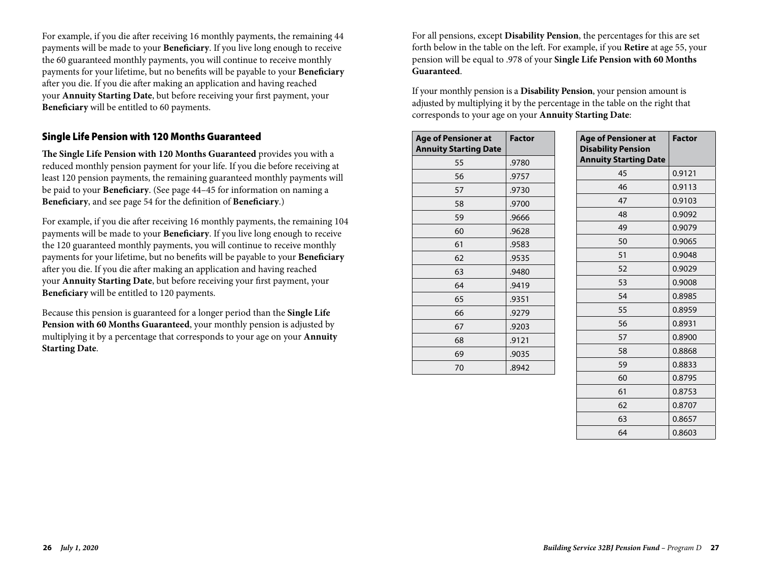For example, if you die after receiving 16 monthly payments, the remaining 44 payments will be made to your **Beneficiary**. If you live long enough to receive the 60 guaranteed monthly payments, you will continue to receive monthly payments for your lifetime, but no benefits will be payable to your **Beneficiary** after you die. If you die after making an application and having reached your **Annuity Starting Date**, but before receiving your first payment, your **Beneficiary** will be entitled to 60 payments.

## Single Life Pension with 120 Months Guaranteed

**The Single Life Pension with 120 Months Guaranteed** provides you with a reduced monthly pension payment for your life. If you die before receiving at least 120 pension payments, the remaining guaranteed monthly payments will be paid to your **Beneficiary**. (See page 44–45 for information on naming a **Beneficiary**, and see page 54 for the definition of **Beneficiary**.)

For example, if you die after receiving 16 monthly payments, the remaining 104 payments will be made to your **Beneficiary**. If you live long enough to receive the 120 guaranteed monthly payments, you will continue to receive monthly payments for your lifetime, but no benefits will be payable to your **Beneficiary** after you die. If you die after making an application and having reached your **Annuity Starting Date**, but before receiving your first payment, your **Beneficiary** will be entitled to 120 payments.

Because this pension is guaranteed for a longer period than the **Single Life Pension with 60 Months Guaranteed**, your monthly pension is adjusted by multiplying it by a percentage that corresponds to your age on your **Annuity Starting Date**.

For all pensions, except **Disability Pension**, the percentages for this are set forth below in the table on the left. For example, if you **Retire** at age 55, your pension will be equal to .978 of your **Single Life Pension with 60 Months Guaranteed**.

If your monthly pension is a **Disability Pension**, your pension amount is adjusted by multiplying it by the percentage in the table on the right that corresponds to your age on your **Annuity Starting Date**:

| Age of Pensioner at Annuity Starting Date | Factor |
|---|---|
| 55 | .9780 |
| 56 | .9757 |
| 57 | .9730 |
| 58 | .9700 |
| 59 | .9666 |
| 60 | .9628 |
| 61 | .9583 |
| 62 | .9535 |
| 63 | .9480 |
| 64 | .9419 |
| 65 | .9351 |
| 66 | .9279 |
| 67 | .9203 |
| 68 | .9121 |
| 69 | .9035 |
| 70 | .8942 |

| Age of Pensioner at Disability Pension Annuity Starting Date | Factor |
|---|---|
| 45 | 0.9121 |
| 46 | 0.9113 |
| 47 | 0.9103 |
| 48 | 0.9092 |
| 49 | 0.9079 |
| 50 | 0.9065 |
| 51 | 0.9048 |
| 52 | 0.9029 |
| 53 | 0.9008 |
| 54 | 0.8985 |
| 55 | 0.8959 |
| 56 | 0.8931 |
| 57 | 0.8900 |
| 58 | 0.8868 |
| 59 | 0.8833 |
| 60 | 0.8795 |
| 61 | 0.8753 |
| 62 | 0.8707 |
| 63 | 0.8657 |
| 64 | 0.8603 |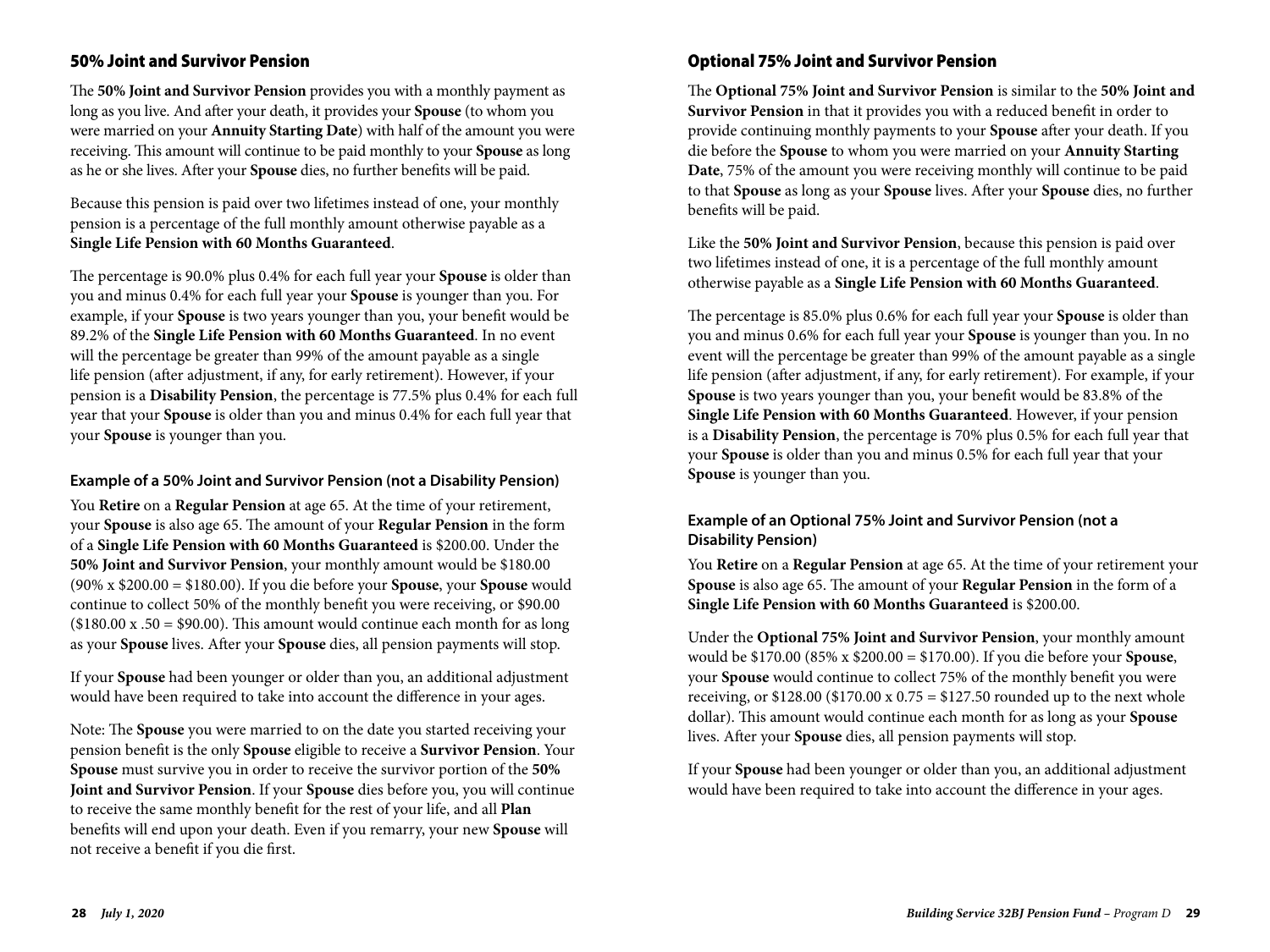## 50% Joint and Survivor Pension

The **50% Joint and Survivor Pension** provides you with a monthly payment as long as you live. And after your death, it provides your **Spouse** (to whom you were married on your **Annuity Starting Date**) with half of the amount you were receiving. This amount will continue to be paid monthly to your **Spouse** as long as he or she lives. After your **Spouse** dies, no further benefits will be paid.

Because this pension is paid over two lifetimes instead of one, your monthly pension is a percentage of the full monthly amount otherwise payable as a **Single Life Pension with 60 Months Guaranteed**.

The percentage is 90.0% plus 0.4% for each full year your **Spouse** is older than you and minus 0.4% for each full year your **Spouse** is younger than you. For example, if your **Spouse** is two years younger than you, your benefit would be 89.2% of the **Single Life Pension with 60 Months Guaranteed**. In no event will the percentage be greater than 99% of the amount payable as a single life pension (after adjustment, if any, for early retirement). However, if your pension is a **Disability Pension**, the percentage is 77.5% plus 0.4% for each full year that your **Spouse** is older than you and minus 0.4% for each full year that your **Spouse** is younger than you.

### Example of a 50% Joint and Survivor Pension (not a Disability Pension)

You **Retire** on a **Regular Pension** at age 65. At the time of your retirement, your **Spouse** is also age 65. The amount of your **Regular Pension** in the form of a **Single Life Pension with 60 Months Guaranteed** is $200.00. Under the **50% Joint and Survivor Pension**, your monthly amount would be $180.00 (90% x $200.00 = $180.00). If you die before your **Spouse**, your **Spouse** would continue to collect 50% of the monthly benefit you were receiving, or $90.00 ($180.00 x .50 = $90.00). This amount would continue each month for as long as your **Spouse** lives. After your **Spouse** dies, all pension payments will stop.

If your **Spouse** had been younger or older than you, an additional adjustment would have been required to take into account the difference in your ages.

Note: The **Spouse** you were married to on the date you started receiving your pension benefit is the only **Spouse** eligible to receive a **Survivor Pension**. Your **Spouse** must survive you in order to receive the survivor portion of the **50% Joint and Survivor Pension**. If your **Spouse** dies before you, you will continue to receive the same monthly benefit for the rest of your life, and all **Plan** benefits will end upon your death. Even if you remarry, your new **Spouse** will not receive a benefit if you die first.

## Optional 75% Joint and Survivor Pension

The **Optional 75% Joint and Survivor Pension** is similar to the **50% Joint and Survivor Pension** in that it provides you with a reduced benefit in order to provide continuing monthly payments to your **Spouse** after your death. If you die before the **Spouse** to whom you were married on your **Annuity Starting Date**, 75% of the amount you were receiving monthly will continue to be paid to that **Spouse** as long as your **Spouse** lives. After your **Spouse** dies, no further benefits will be paid.

Like the **50% Joint and Survivor Pension**, because this pension is paid over two lifetimes instead of one, it is a percentage of the full monthly amount otherwise payable as a **Single Life Pension with 60 Months Guaranteed**.

The percentage is 85.0% plus 0.6% for each full year your **Spouse** is older than you and minus 0.6% for each full year your **Spouse** is younger than you. In no event will the percentage be greater than 99% of the amount payable as a single life pension (after adjustment, if any, for early retirement). For example, if your **Spouse** is two years younger than you, your benefit would be 83.8% of the **Single Life Pension with 60 Months Guaranteed**. However, if your pension is a **Disability Pension**, the percentage is 70% plus 0.5% for each full year that your **Spouse** is older than you and minus 0.5% for each full year that your **Spouse** is younger than you.

### Example of an Optional 75% Joint and Survivor Pension (not a Disability Pension)

You **Retire** on a **Regular Pension** at age 65. At the time of your retirement your **Spouse** is also age 65. The amount of your **Regular Pension** in the form of a **Single Life Pension with 60 Months Guaranteed** is $200.00.

Under the **Optional 75% Joint and Survivor Pension**, your monthly amount would be $170.00 (85% x $200.00 = $170.00). If you die before your **Spouse**, your **Spouse** would continue to collect 75% of the monthly benefit you were receiving, or $128.00 ($170.00 x 0.75 = $127.50 rounded up to the next whole dollar). This amount would continue each month for as long as your **Spouse** lives. After your **Spouse** dies, all pension payments will stop.

If your **Spouse** had been younger or older than you, an additional adjustment would have been required to take into account the difference in your ages.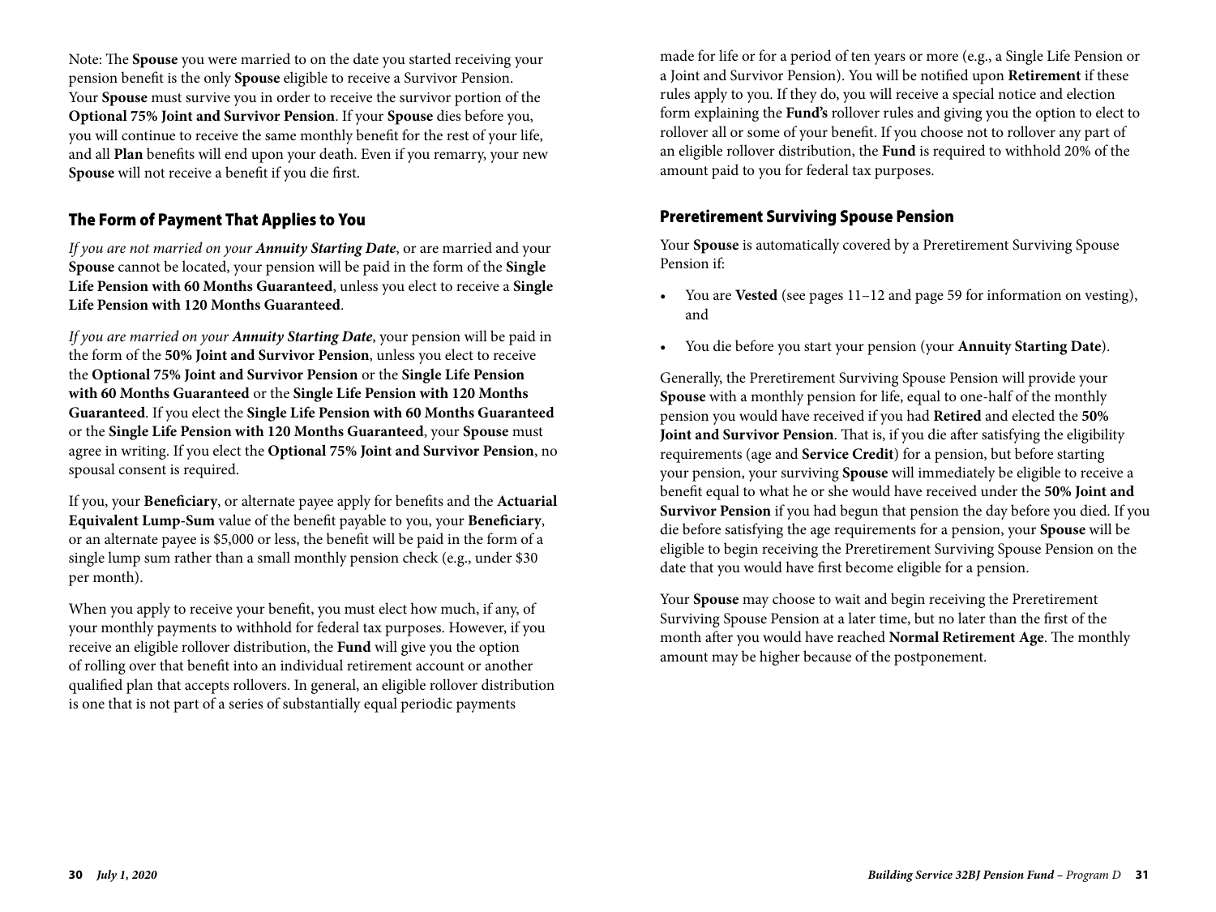Note: The **Spouse** you were married to on the date you started receiving your pension benefit is the only **Spouse** eligible to receive a Survivor Pension. Your **Spouse** must survive you in order to receive the survivor portion of the **Optional 75% Joint and Survivor Pension**. If your **Spouse** dies before you, you will continue to receive the same monthly benefit for the rest of your life, and all **Plan** benefits will end upon your death. Even if you remarry, your new **Spouse** will not receive a benefit if you die first.

## The Form of Payment That Applies to You

*If you are not married on your **Annuity Starting Date***, or are married and your **Spouse** cannot be located, your pension will be paid in the form of the **Single Life Pension with 60 Months Guaranteed**, unless you elect to receive a **Single Life Pension with 120 Months Guaranteed**.

*If you are married on your **Annuity Starting Date***, your pension will be paid in the form of the **50% Joint and Survivor Pension**, unless you elect to receive the **Optional 75% Joint and Survivor Pension** or the **Single Life Pension with 60 Months Guaranteed** or the **Single Life Pension with 120 Months Guaranteed**. If you elect the **Single Life Pension with 60 Months Guaranteed** or the **Single Life Pension with 120 Months Guaranteed**, your **Spouse** must agree in writing. If you elect the **Optional 75% Joint and Survivor Pension**, no spousal consent is required.

If you, your **Beneficiary**, or alternate payee apply for benefits and the **Actuarial Equivalent Lump-Sum** value of the benefit payable to you, your **Beneficiary**, or an alternate payee is $5,000 or less, the benefit will be paid in the form of a single lump sum rather than a small monthly pension check (e.g., under $30 per month).

When you apply to receive your benefit, you must elect how much, if any, of your monthly payments to withhold for federal tax purposes. However, if you receive an eligible rollover distribution, the **Fund** will give you the option of rolling over that benefit into an individual retirement account or another qualified plan that accepts rollovers. In general, an eligible rollover distribution is one that is not part of a series of substantially equal periodic payments made for life or for a period of ten years or more (e.g., a Single Life Pension or a Joint and Survivor Pension). You will be notified upon **Retirement** if these rules apply to you. If they do, you will receive a special notice and election form explaining the **Fund's** rollover rules and giving you the option to elect to rollover all or some of your benefit. If you choose not to rollover any part of an eligible rollover distribution, the **Fund** is required to withhold 20% of the amount paid to you for federal tax purposes.

## Preretirement Surviving Spouse Pension

Your **Spouse** is automatically covered by a Preretirement Surviving Spouse Pension if:

- You are **Vested** (see pages 11–12 and page 59 for information on vesting), and
- You die before you start your pension (your **Annuity Starting Date**).

Generally, the Preretirement Surviving Spouse Pension will provide your **Spouse** with a monthly pension for life, equal to one-half of the monthly pension you would have received if you had **Retired** and elected the **50% Joint and Survivor Pension**. That is, if you die after satisfying the eligibility requirements (age and **Service Credit**) for a pension, but before starting your pension, your surviving **Spouse** will immediately be eligible to receive a benefit equal to what he or she would have received under the **50% Joint and Survivor Pension** if you had begun that pension the day before you died. If you die before satisfying the age requirements for a pension, your **Spouse** will be eligible to begin receiving the Preretirement Surviving Spouse Pension on the date that you would have first become eligible for a pension.

Your **Spouse** may choose to wait and begin receiving the Preretirement Surviving Spouse Pension at a later time, but no later than the first of the month after you would have reached **Normal Retirement Age**. The monthly amount may be higher because of the postponement.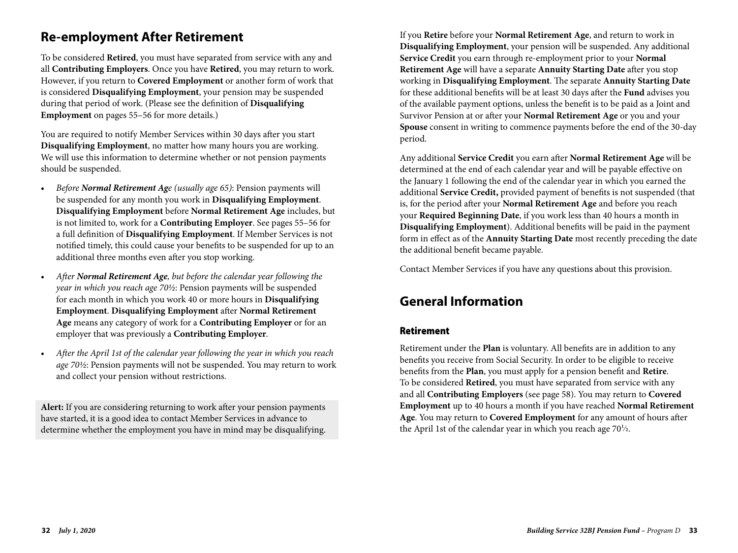## Re-employment After Retirement

To be considered **Retired**, you must have separated from service with any and all **Contributing Employers**. Once you have **Retired**, you may return to work. However, if you return to **Covered Employment** or another form of work that is considered **Disqualifying Employment**, your pension may be suspended during that period of work. (Please see the definition of **Disqualifying Employment** on pages 55–56 for more details.)

You are required to notify Member Services within 30 days after you start **Disqualifying Employment**, no matter how many hours you are working. We will use this information to determine whether or not pension payments should be suspended.

- *Before **Normal Retirement Age** (usually age 65)*: Pension payments will be suspended for any month you work in **Disqualifying Employment**. **Disqualifying Employment** before **Normal Retirement Age** includes, but is not limited to, work for a **Contributing Employer**. See pages 55–56 for a full definition of **Disqualifying Employment**. If Member Services is not notified timely, this could cause your benefits to be suspended for up to an additional three months even after you stop working.
- *After **Normal Retirement Age**, but before the calendar year following the year in which you reach age 70½*: Pension payments will be suspended for each month in which you work 40 or more hours in **Disqualifying Employment**. **Disqualifying Employment** after **Normal Retirement Age** means any category of work for a **Contributing Employer** or for an employer that was previously a **Contributing Employer**.
- *After the April 1st of the calendar year following the year in which you reach age 70½*: Pension payments will not be suspended. You may return to work and collect your pension without restrictions.

**Alert:** If you are considering returning to work after your pension payments have started, it is a good idea to contact Member Services in advance to determine whether the employment you have in mind may be disqualifying.

If you **Retire** before your **Normal Retirement Age**, and return to work in **Disqualifying Employment**, your pension will be suspended. Any additional **Service Credit** you earn through re-employment prior to your **Normal Retirement Age** will have a separate **Annuity Starting Date** after you stop working in **Disqualifying Employment**. The separate **Annuity Starting Date** for these additional benefits will be at least 30 days after the **Fund** advises you of the available payment options, unless the benefit is to be paid as a Joint and Survivor Pension at or after your **Normal Retirement Age** or you and your **Spouse** consent in writing to commence payments before the end of the 30-day period.

Any additional **Service Credit** you earn after **Normal Retirement Age** will be determined at the end of each calendar year and will be payable effective on the January 1 following the end of the calendar year in which you earned the additional **Service Credit,** provided payment of benefits is not suspended (that is, for the period after your **Normal Retirement Age** and before you reach your **Required Beginning Date**, if you work less than 40 hours a month in **Disqualifying Employment**). Additional benefits will be paid in the payment form in effect as of the **Annuity Starting Date** most recently preceding the date the additional benefit became payable.

Contact Member Services if you have any questions about this provision.

## General Information

### Retirement

Retirement under the **Plan** is voluntary. All benefits are in addition to any benefits you receive from Social Security. In order to be eligible to receive benefits from the **Plan**, you must apply for a pension benefit and **Retire**. To be considered **Retired**, you must have separated from service with any and all **Contributing Employers** (see page 58). You may return to **Covered Employment** up to 40 hours a month if you have reached **Normal Retirement Age**. You may return to **Covered Employment** for any amount of hours after the April 1st of the calendar year in which you reach age 70½.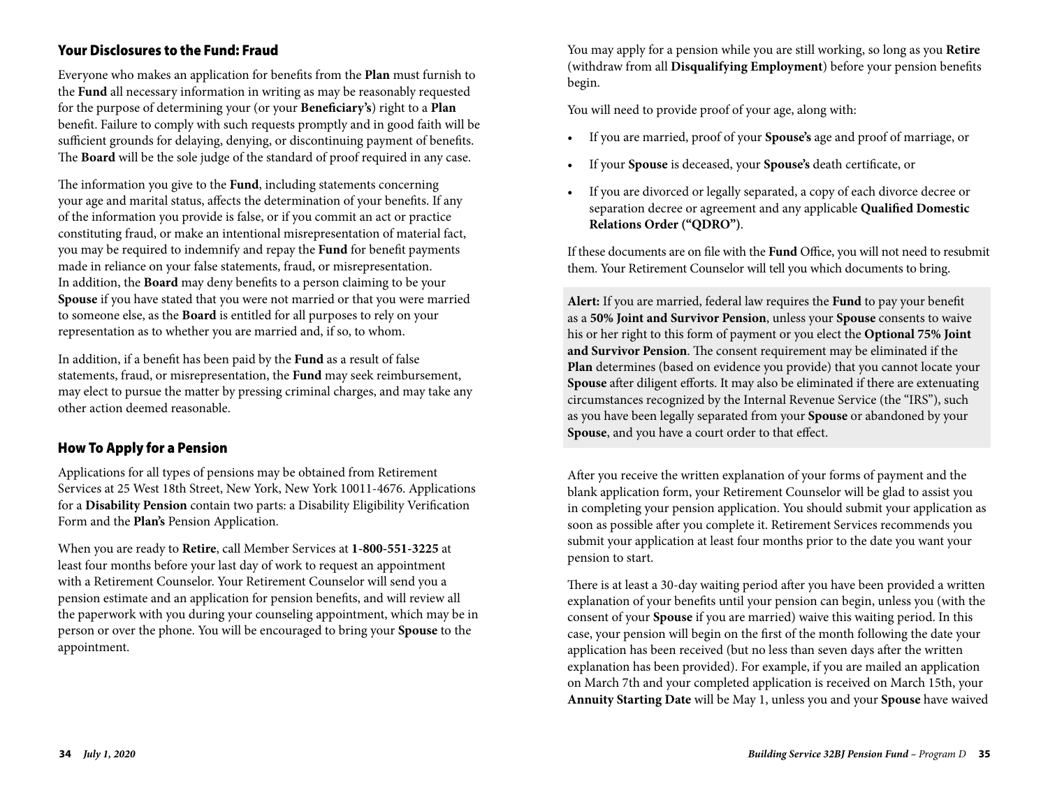## Your Disclosures to the Fund: Fraud

Everyone who makes an application for benefits from the **Plan** must furnish to the **Fund** all necessary information in writing as may be reasonably requested for the purpose of determining your (or your **Beneficiary's**) right to a **Plan** benefit. Failure to comply with such requests promptly and in good faith will be sufficient grounds for delaying, denying, or discontinuing payment of benefits. The **Board** will be the sole judge of the standard of proof required in any case.

The information you give to the **Fund**, including statements concerning your age and marital status, affects the determination of your benefits. If any of the information you provide is false, or if you commit an act or practice constituting fraud, or make an intentional misrepresentation of material fact, you may be required to indemnify and repay the **Fund** for benefit payments made in reliance on your false statements, fraud, or misrepresentation. In addition, the **Board** may deny benefits to a person claiming to be your **Spouse** if you have stated that you were not married or that you were married to someone else, as the **Board** is entitled for all purposes to rely on your representation as to whether you are married and, if so, to whom.

In addition, if a benefit has been paid by the **Fund** as a result of false statements, fraud, or misrepresentation, the **Fund** may seek reimbursement, may elect to pursue the matter by pressing criminal charges, and may take any other action deemed reasonable.

## How To Apply for a Pension

Applications for all types of pensions may be obtained from Retirement Services at 25 West 18th Street, New York, New York 10011-4676. Applications for a **Disability Pension** contain two parts: a Disability Eligibility Verification Form and the **Plan's** Pension Application.

When you are ready to **Retire**, call Member Services at **1-800-551-3225** at least four months before your last day of work to request an appointment with a Retirement Counselor. Your Retirement Counselor will send you a pension estimate and an application for pension benefits, and will review all the paperwork with you during your counseling appointment, which may be in person or over the phone. You will be encouraged to bring your **Spouse** to the appointment.

You may apply for a pension while you are still working, so long as you **Retire** (withdraw from all **Disqualifying Employment**) before your pension benefits begin.

You will need to provide proof of your age, along with:

- If you are married, proof of your **Spouse's** age and proof of marriage, or
- If your **Spouse** is deceased, your **Spouse's** death certificate, or
- If you are divorced or legally separated, a copy of each divorce decree or separation decree or agreement and any applicable **Qualified Domestic Relations Order ("QDRO")**.

If these documents are on file with the **Fund** Office, you will not need to resubmit them. Your Retirement Counselor will tell you which documents to bring.

**Alert:** If you are married, federal law requires the **Fund** to pay your benefit as a **50% Joint and Survivor Pension**, unless your **Spouse** consents to waive his or her right to this form of payment or you elect the **Optional 75% Joint and Survivor Pension**. The consent requirement may be eliminated if the **Plan** determines (based on evidence you provide) that you cannot locate your **Spouse** after diligent efforts. It may also be eliminated if there are extenuating circumstances recognized by the Internal Revenue Service (the "IRS"), such as you have been legally separated from your **Spouse** or abandoned by your **Spouse**, and you have a court order to that effect.

After you receive the written explanation of your forms of payment and the blank application form, your Retirement Counselor will be glad to assist you in completing your pension application. You should submit your application as soon as possible after you complete it. Retirement Services recommends you submit your application at least four months prior to the date you want your pension to start.

There is at least a 30-day waiting period after you have been provided a written explanation of your benefits until your pension can begin, unless you (with the consent of your **Spouse** if you are married) waive this waiting period. In this case, your pension will begin on the first of the month following the date your application has been received (but no less than seven days after the written explanation has been provided). For example, if you are mailed an application on March 7th and your completed application is received on March 15th, your **Annuity Starting Date** will be May 1, unless you and your **Spouse** have waived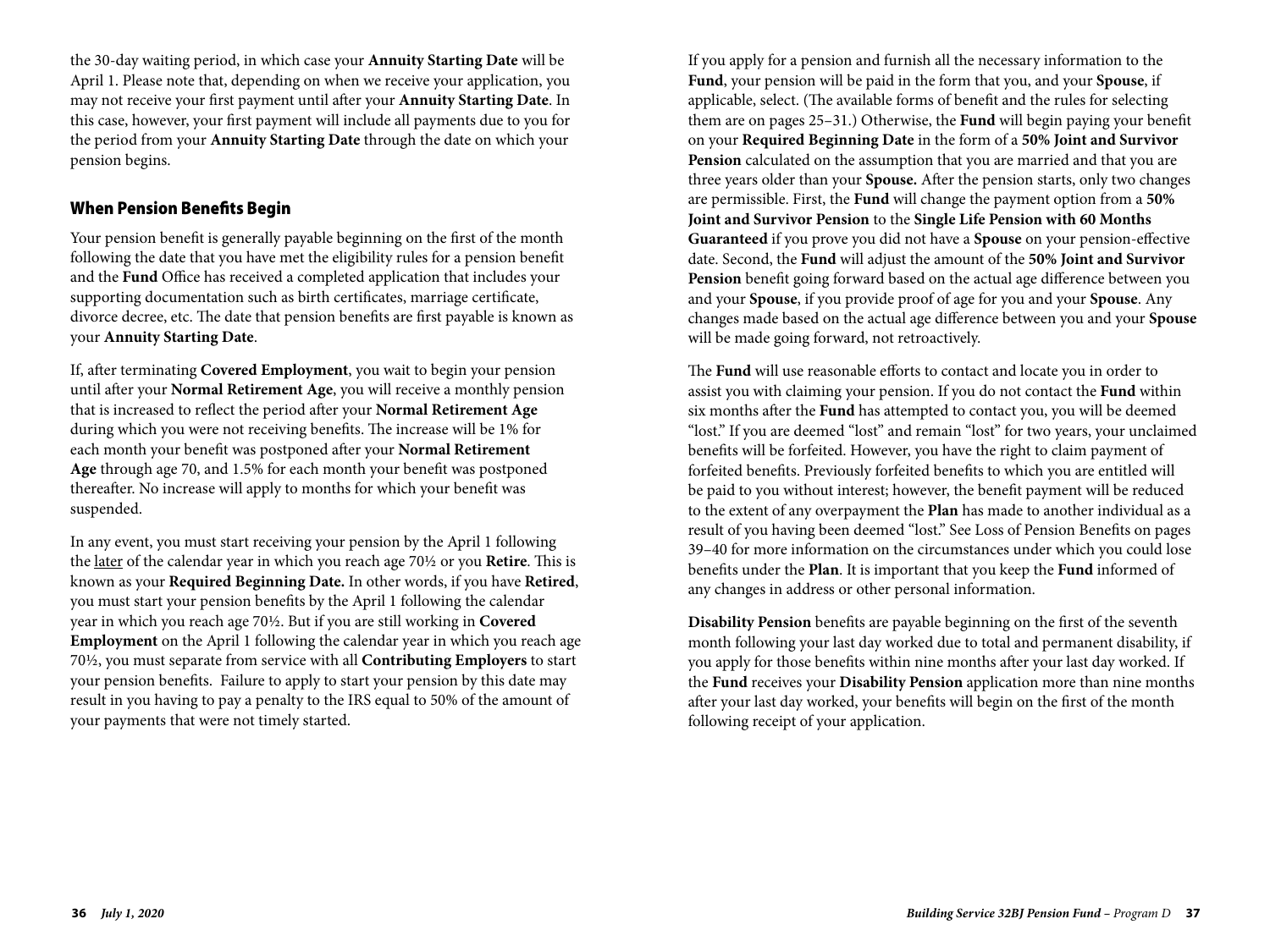the 30-day waiting period, in which case your **Annuity Starting Date** will be April 1. Please note that, depending on when we receive your application, you may not receive your first payment until after your **Annuity Starting Date**. In this case, however, your first payment will include all payments due to you for the period from your **Annuity Starting Date** through the date on which your pension begins.

## When Pension Benefits Begin

Your pension benefit is generally payable beginning on the first of the month following the date that you have met the eligibility rules for a pension benefit and the **Fund** Office has received a completed application that includes your supporting documentation such as birth certificates, marriage certificate, divorce decree, etc. The date that pension benefits are first payable is known as your **Annuity Starting Date**.

If, after terminating **Covered Employment**, you wait to begin your pension until after your **Normal Retirement Age**, you will receive a monthly pension that is increased to reflect the period after your **Normal Retirement Age** during which you were not receiving benefits. The increase will be 1% for each month your benefit was postponed after your **Normal Retirement Age** through age 70, and 1.5% for each month your benefit was postponed thereafter. No increase will apply to months for which your benefit was suspended.

In any event, you must start receiving your pension by the April 1 following the later of the calendar year in which you reach age 70½ or you **Retire**. This is known as your **Required Beginning Date.** In other words, if you have **Retired**, you must start your pension benefits by the April 1 following the calendar year in which you reach age 70½. But if you are still working in **Covered Employment** on the April 1 following the calendar year in which you reach age 70½, you must separate from service with all **Contributing Employers** to start your pension benefits. Failure to apply to start your pension by this date may result in you having to pay a penalty to the IRS equal to 50% of the amount of your payments that were not timely started.

If you apply for a pension and furnish all the necessary information to the **Fund**, your pension will be paid in the form that you, and your **Spouse**, if applicable, select. (The available forms of benefit and the rules for selecting them are on pages 25–31.) Otherwise, the **Fund** will begin paying your benefit on your **Required Beginning Date** in the form of a **50% Joint and Survivor Pension** calculated on the assumption that you are married and that you are three years older than your **Spouse.** After the pension starts, only two changes are permissible. First, the **Fund** will change the payment option from a **50% Joint and Survivor Pension** to the **Single Life Pension with 60 Months Guaranteed** if you prove you did not have a **Spouse** on your pension-effective date. Second, the **Fund** will adjust the amount of the **50% Joint and Survivor Pension** benefit going forward based on the actual age difference between you and your **Spouse**, if you provide proof of age for you and your **Spouse**. Any changes made based on the actual age difference between you and your **Spouse** will be made going forward, not retroactively.

The **Fund** will use reasonable efforts to contact and locate you in order to assist you with claiming your pension. If you do not contact the **Fund** within six months after the **Fund** has attempted to contact you, you will be deemed "lost." If you are deemed "lost" and remain "lost" for two years, your unclaimed benefits will be forfeited. However, you have the right to claim payment of forfeited benefits. Previously forfeited benefits to which you are entitled will be paid to you without interest; however, the benefit payment will be reduced to the extent of any overpayment the **Plan** has made to another individual as a result of you having been deemed "lost." See Loss of Pension Benefits on pages 39–40 for more information on the circumstances under which you could lose benefits under the **Plan**. It is important that you keep the **Fund** informed of any changes in address or other personal information.

**Disability Pension** benefits are payable beginning on the first of the seventh month following your last day worked due to total and permanent disability, if you apply for those benefits within nine months after your last day worked. If the **Fund** receives your **Disability Pension** application more than nine months after your last day worked, your benefits will begin on the first of the month following receipt of your application.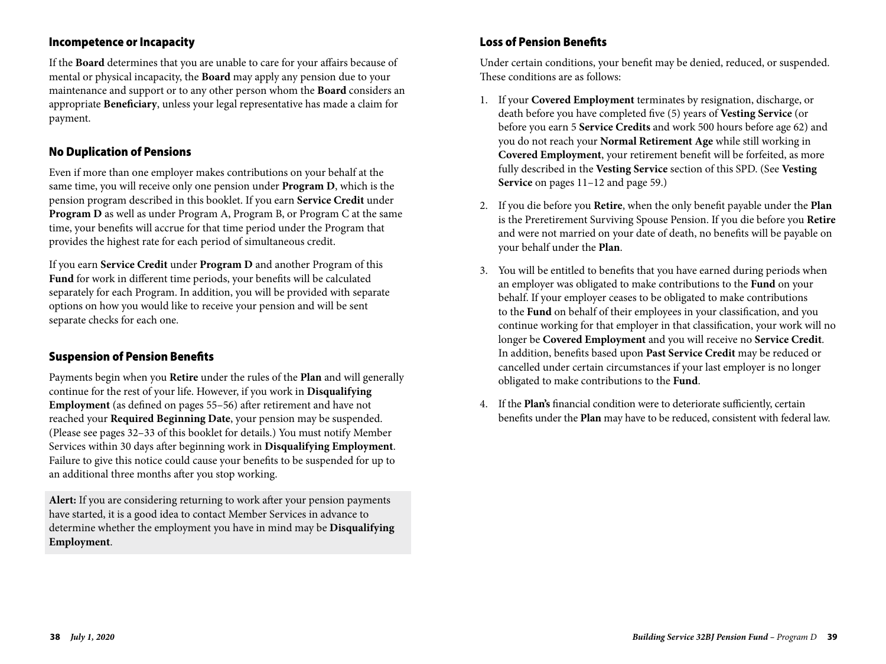## Incompetence or Incapacity

If the **Board** determines that you are unable to care for your affairs because of mental or physical incapacity, the **Board** may apply any pension due to your maintenance and support or to any other person whom the **Board** considers an appropriate **Beneficiary**, unless your legal representative has made a claim for payment.

## No Duplication of Pensions

Even if more than one employer makes contributions on your behalf at the same time, you will receive only one pension under **Program D**, which is the pension program described in this booklet. If you earn **Service Credit** under **Program D** as well as under Program A, Program B, or Program C at the same time, your benefits will accrue for that time period under the Program that provides the highest rate for each period of simultaneous credit.

If you earn **Service Credit** under **Program D** and another Program of this **Fund** for work in different time periods, your benefits will be calculated separately for each Program. In addition, you will be provided with separate options on how you would like to receive your pension and will be sent separate checks for each one.

## Suspension of Pension Benefits

Payments begin when you **Retire** under the rules of the **Plan** and will generally continue for the rest of your life. However, if you work in **Disqualifying Employment** (as defined on pages 55–56) after retirement and have not reached your **Required Beginning Date**, your pension may be suspended. (Please see pages 32–33 of this booklet for details.) You must notify Member Services within 30 days after beginning work in **Disqualifying Employment**. Failure to give this notice could cause your benefits to be suspended for up to an additional three months after you stop working.

**Alert:** If you are considering returning to work after your pension payments have started, it is a good idea to contact Member Services in advance to determine whether the employment you have in mind may be **Disqualifying Employment**.

## Loss of Pension Benefits

Under certain conditions, your benefit may be denied, reduced, or suspended. These conditions are as follows:

1. If your **Covered Employment** terminates by resignation, discharge, or death before you have completed five (5) years of **Vesting Service** (or before you earn 5 **Service Credits** and work 500 hours before age 62) and you do not reach your **Normal Retirement Age** while still working in **Covered Employment**, your retirement benefit will be forfeited, as more fully described in the **Vesting Service** section of this SPD. (See **Vesting Service** on pages 11–12 and page 59.)

2. If you die before you **Retire**, when the only benefit payable under the **Plan** is the Preretirement Surviving Spouse Pension. If you die before you **Retire** and were not married on your date of death, no benefits will be payable on your behalf under the **Plan**.

3. You will be entitled to benefits that you have earned during periods when an employer was obligated to make contributions to the **Fund** on your behalf. If your employer ceases to be obligated to make contributions to the **Fund** on behalf of their employees in your classification, and you continue working for that employer in that classification, your work will no longer be **Covered Employment** and you will receive no **Service Credit**. In addition, benefits based upon **Past Service Credit** may be reduced or cancelled under certain circumstances if your last employer is no longer obligated to make contributions to the **Fund**.

4. If the **Plan's** financial condition were to deteriorate sufficiently, certain benefits under the **Plan** may have to be reduced, consistent with federal law.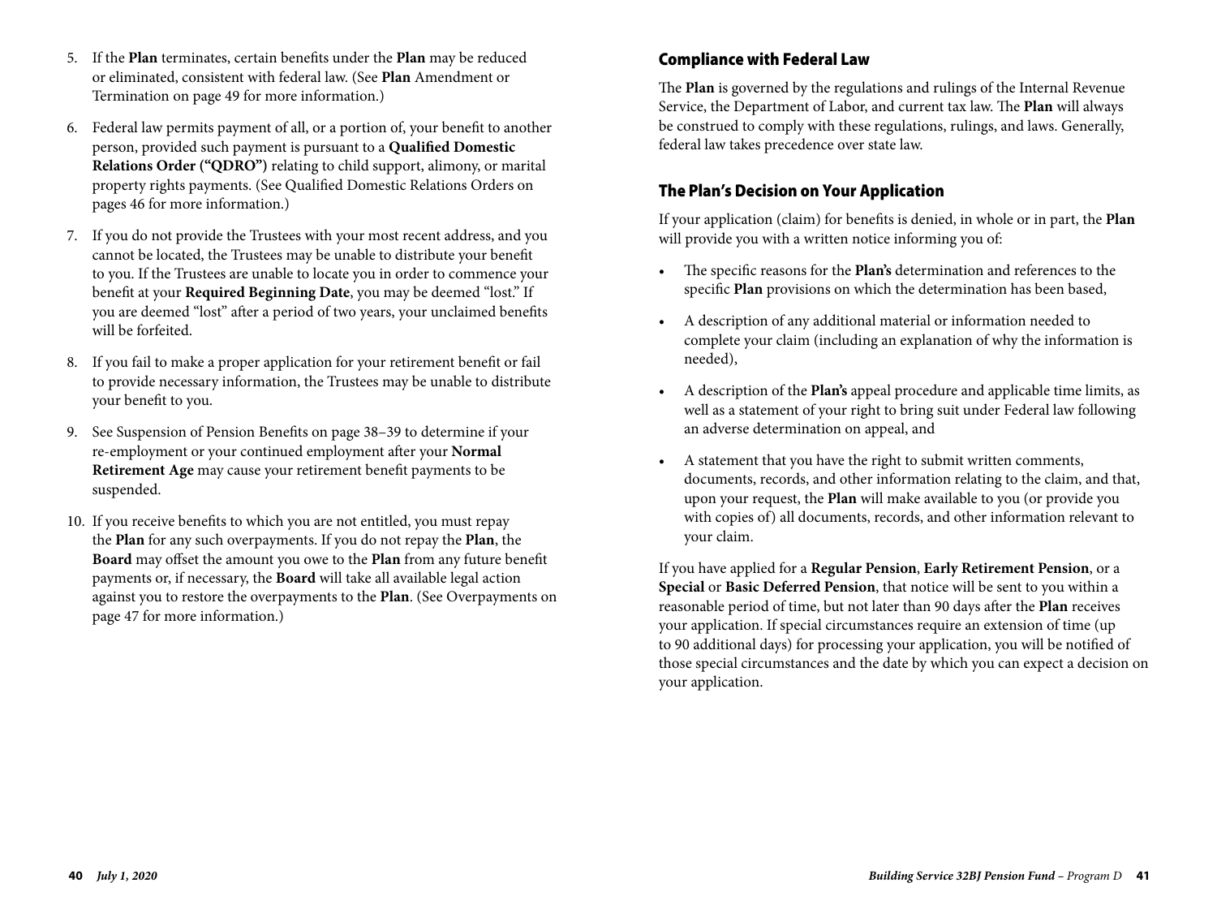5. If the **Plan** terminates, certain benefits under the **Plan** may be reduced or eliminated, consistent with federal law. (See **Plan** Amendment or Termination on page 49 for more information.)

6. Federal law permits payment of all, or a portion of, your benefit to another person, provided such payment is pursuant to a **Qualified Domestic Relations Order ("QDRO")** relating to child support, alimony, or marital property rights payments. (See Qualified Domestic Relations Orders on pages 46 for more information.)

7. If you do not provide the Trustees with your most recent address, and you cannot be located, the Trustees may be unable to distribute your benefit to you. If the Trustees are unable to locate you in order to commence your benefit at your **Required Beginning Date**, you may be deemed "lost." If you are deemed "lost" after a period of two years, your unclaimed benefits will be forfeited.

8. If you fail to make a proper application for your retirement benefit or fail to provide necessary information, the Trustees may be unable to distribute your benefit to you.

9. See Suspension of Pension Benefits on page 38–39 to determine if your re-employment or your continued employment after your **Normal Retirement Age** may cause your retirement benefit payments to be suspended.

10. If you receive benefits to which you are not entitled, you must repay the **Plan** for any such overpayments. If you do not repay the **Plan**, the **Board** may offset the amount you owe to the **Plan** from any future benefit payments or, if necessary, the **Board** will take all available legal action against you to restore the overpayments to the **Plan**. (See Overpayments on page 47 for more information.)

## Compliance with Federal Law

The **Plan** is governed by the regulations and rulings of the Internal Revenue Service, the Department of Labor, and current tax law. The **Plan** will always be construed to comply with these regulations, rulings, and laws. Generally, federal law takes precedence over state law.

## The Plan's Decision on Your Application

If your application (claim) for benefits is denied, in whole or in part, the **Plan** will provide you with a written notice informing you of:

- The specific reasons for the **Plan's** determination and references to the specific **Plan** provisions on which the determination has been based,
- A description of any additional material or information needed to complete your claim (including an explanation of why the information is needed),
- A description of the **Plan's** appeal procedure and applicable time limits, as well as a statement of your right to bring suit under Federal law following an adverse determination on appeal, and
- A statement that you have the right to submit written comments, documents, records, and other information relating to the claim, and that, upon your request, the **Plan** will make available to you (or provide you with copies of) all documents, records, and other information relevant to your claim.

If you have applied for a **Regular Pension**, **Early Retirement Pension**, or a **Special** or **Basic Deferred Pension**, that notice will be sent to you within a reasonable period of time, but not later than 90 days after the **Plan** receives your application. If special circumstances require an extension of time (up to 90 additional days) for processing your application, you will be notified of those special circumstances and the date by which you can expect a decision on your application.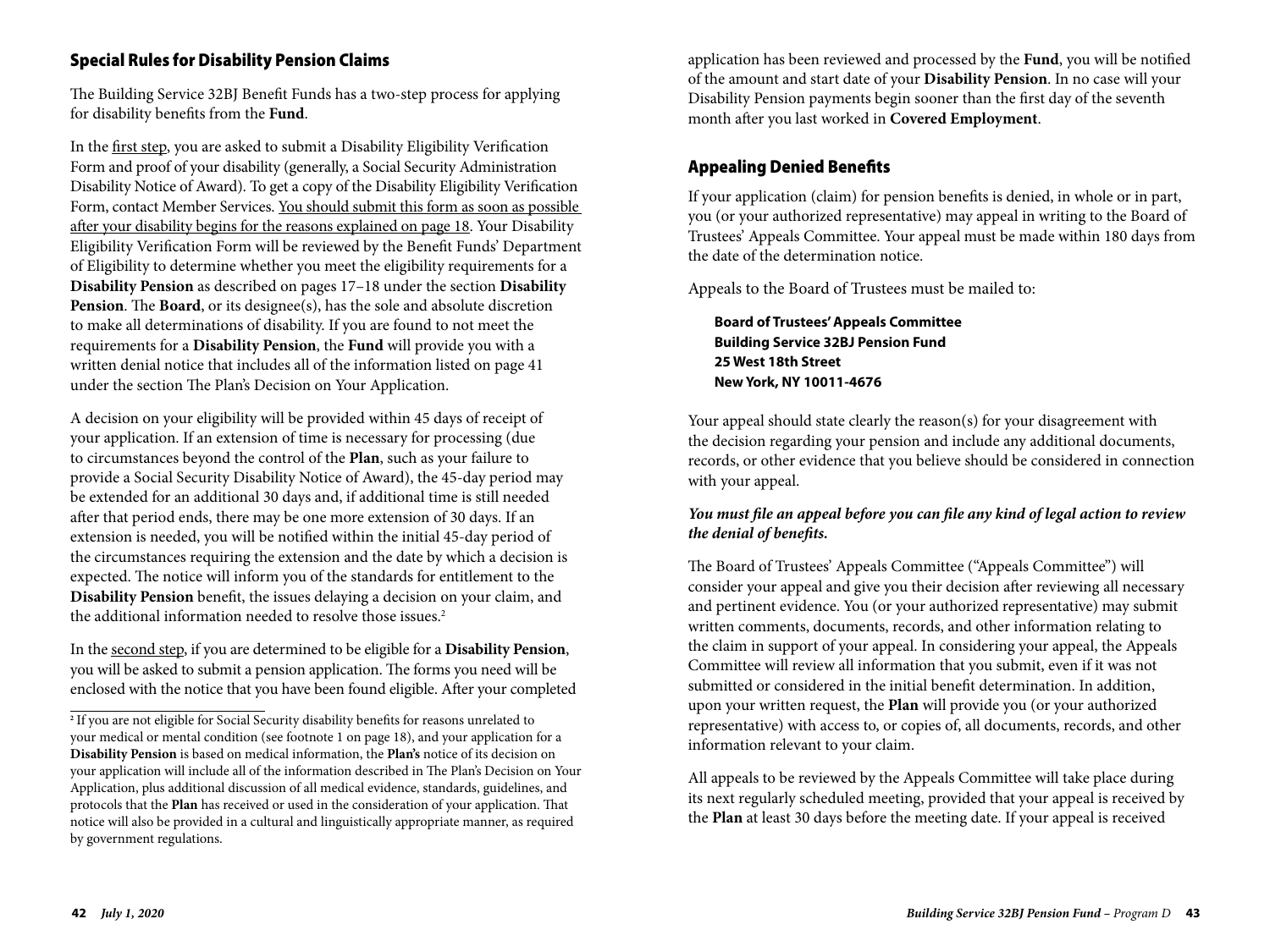## Special Rules for Disability Pension Claims

The Building Service 32BJ Benefit Funds has a two-step process for applying for disability benefits from the **Fund**.

In the first step, you are asked to submit a Disability Eligibility Verification Form and proof of your disability (generally, a Social Security Administration Disability Notice of Award). To get a copy of the Disability Eligibility Verification Form, contact Member Services. You should submit this form as soon as possible after your disability begins for the reasons explained on page 18. Your Disability Eligibility Verification Form will be reviewed by the Benefit Funds' Department of Eligibility to determine whether you meet the eligibility requirements for a **Disability Pension** as described on pages 17–18 under the section **Disability Pension**. The **Board**, or its designee(s), has the sole and absolute discretion to make all determinations of disability. If you are found to not meet the requirements for a **Disability Pension**, the **Fund** will provide you with a written denial notice that includes all of the information listed on page 41 under the section The Plan's Decision on Your Application.

A decision on your eligibility will be provided within 45 days of receipt of your application. If an extension of time is necessary for processing (due to circumstances beyond the control of the **Plan**, such as your failure to provide a Social Security Disability Notice of Award), the 45-day period may be extended for an additional 30 days and, if additional time is still needed after that period ends, there may be one more extension of 30 days. If an extension is needed, you will be notified within the initial 45-day period of the circumstances requiring the extension and the date by which a decision is expected. The notice will inform you of the standards for entitlement to the **Disability Pension** benefit, the issues delaying a decision on your claim, and the additional information needed to resolve those issues.[2]

In the second step, if you are determined to be eligible for a **Disability Pension**, you will be asked to submit a pension application. The forms you need will be enclosed with the notice that you have been found eligible. After your completed application has been reviewed and processed by the **Fund**, you will be notified of the amount and start date of your **Disability Pension**. In no case will your Disability Pension payments begin sooner than the first day of the seventh month after you last worked in **Covered Employment**.

[2] If you are not eligible for Social Security disability benefits for reasons unrelated to your medical or mental condition (see footnote 1 on page 18), and your application for a **Disability Pension** is based on medical information, the **Plan's** notice of its decision on your application will include all of the information described in The Plan's Decision on Your Application, plus additional discussion of all medical evidence, standards, guidelines, and protocols that the **Plan** has received or used in the consideration of your application. That notice will also be provided in a cultural and linguistically appropriate manner, as required by government regulations.

## Appealing Denied Benefits

If your application (claim) for pension benefits is denied, in whole or in part, you (or your authorized representative) may appeal in writing to the Board of Trustees' Appeals Committee. Your appeal must be made within 180 days from the date of the determination notice.

Appeals to the Board of Trustees must be mailed to:

**Board of Trustees' Appeals Committee**
**Building Service 32BJ Pension Fund**
**25 West 18th Street**
**New York, NY 10011-4676**

Your appeal should state clearly the reason(s) for your disagreement with the decision regarding your pension and include any additional documents, records, or other evidence that you believe should be considered in connection with your appeal.

***You must file an appeal before you can file any kind of legal action to review the denial of benefits.***

The Board of Trustees' Appeals Committee ("Appeals Committee") will consider your appeal and give you their decision after reviewing all necessary and pertinent evidence. You (or your authorized representative) may submit written comments, documents, records, and other information relating to the claim in support of your appeal. In considering your appeal, the Appeals Committee will review all information that you submit, even if it was not submitted or considered in the initial benefit determination. In addition, upon your written request, the **Plan** will provide you (or your authorized representative) with access to, or copies of, all documents, records, and other information relevant to your claim.

All appeals to be reviewed by the Appeals Committee will take place during its next regularly scheduled meeting, provided that your appeal is received by the **Plan** at least 30 days before the meeting date. If your appeal is received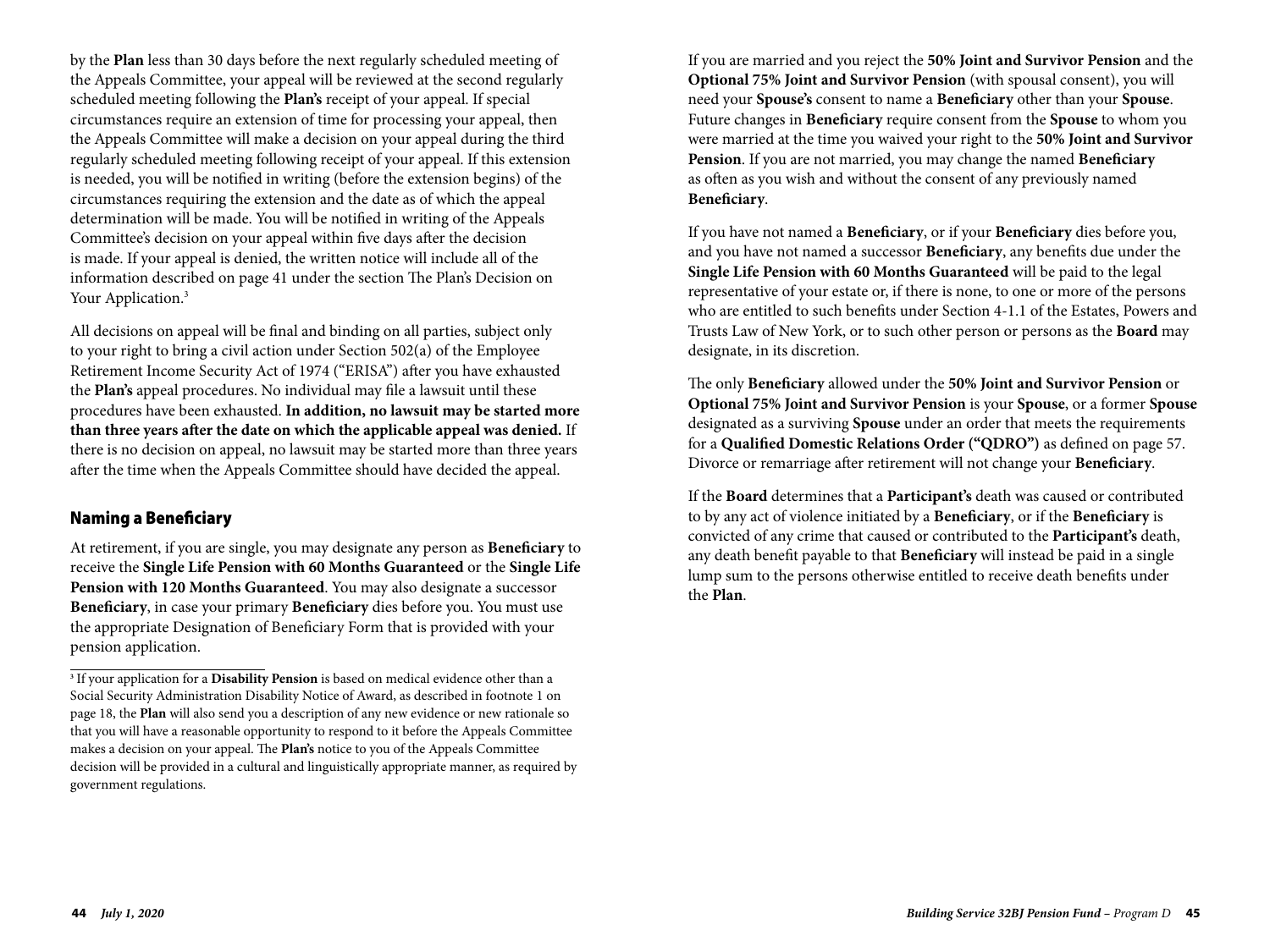by the **Plan** less than 30 days before the next regularly scheduled meeting of the Appeals Committee, your appeal will be reviewed at the second regularly scheduled meeting following the **Plan's** receipt of your appeal. If special circumstances require an extension of time for processing your appeal, then the Appeals Committee will make a decision on your appeal during the third regularly scheduled meeting following receipt of your appeal. If this extension is needed, you will be notified in writing (before the extension begins) of the circumstances requiring the extension and the date as of which the appeal determination will be made. You will be notified in writing of the Appeals Committee's decision on your appeal within five days after the decision is made. If your appeal is denied, the written notice will include all of the information described on page 41 under the section The Plan's Decision on Your Application.[3]

All decisions on appeal will be final and binding on all parties, subject only to your right to bring a civil action under Section 502(a) of the Employee Retirement Income Security Act of 1974 ("ERISA") after you have exhausted the **Plan's** appeal procedures. No individual may file a lawsuit until these procedures have been exhausted. **In addition, no lawsuit may be started more than three years after the date on which the applicable appeal was denied.** If there is no decision on appeal, no lawsuit may be started more than three years after the time when the Appeals Committee should have decided the appeal.

## Naming a Beneficiary

At retirement, if you are single, you may designate any person as **Beneficiary** to receive the **Single Life Pension with 60 Months Guaranteed** or the **Single Life Pension with 120 Months Guaranteed**. You may also designate a successor **Beneficiary**, in case your primary **Beneficiary** dies before you. You must use the appropriate Designation of Beneficiary Form that is provided with your pension application.

[3] If your application for a **Disability Pension** is based on medical evidence other than a Social Security Administration Disability Notice of Award, as described in footnote 1 on page 18, the **Plan** will also send you a description of any new evidence or new rationale so that you will have a reasonable opportunity to respond to it before the Appeals Committee makes a decision on your appeal. The **Plan's** notice to you of the Appeals Committee decision will be provided in a cultural and linguistically appropriate manner, as required by government regulations.

If you are married and you reject the **50% Joint and Survivor Pension** and the **Optional 75% Joint and Survivor Pension** (with spousal consent), you will need your **Spouse's** consent to name a **Beneficiary** other than your **Spouse**. Future changes in **Beneficiary** require consent from the **Spouse** to whom you were married at the time you waived your right to the **50% Joint and Survivor Pension**. If you are not married, you may change the named **Beneficiary** as often as you wish and without the consent of any previously named **Beneficiary**.

If you have not named a **Beneficiary**, or if your **Beneficiary** dies before you, and you have not named a successor **Beneficiary**, any benefits due under the **Single Life Pension with 60 Months Guaranteed** will be paid to the legal representative of your estate or, if there is none, to one or more of the persons who are entitled to such benefits under Section 4-1.1 of the Estates, Powers and Trusts Law of New York, or to such other person or persons as the **Board** may designate, in its discretion.

The only **Beneficiary** allowed under the **50% Joint and Survivor Pension** or **Optional 75% Joint and Survivor Pension** is your **Spouse**, or a former **Spouse** designated as a surviving **Spouse** under an order that meets the requirements for a **Qualified Domestic Relations Order ("QDRO")** as defined on page 57. Divorce or remarriage after retirement will not change your **Beneficiary**.

If the **Board** determines that a **Participant's** death was caused or contributed to by any act of violence initiated by a **Beneficiary**, or if the **Beneficiary** is convicted of any crime that caused or contributed to the **Participant's** death, any death benefit payable to that **Beneficiary** will instead be paid in a single lump sum to the persons otherwise entitled to receive death benefits under the **Plan**.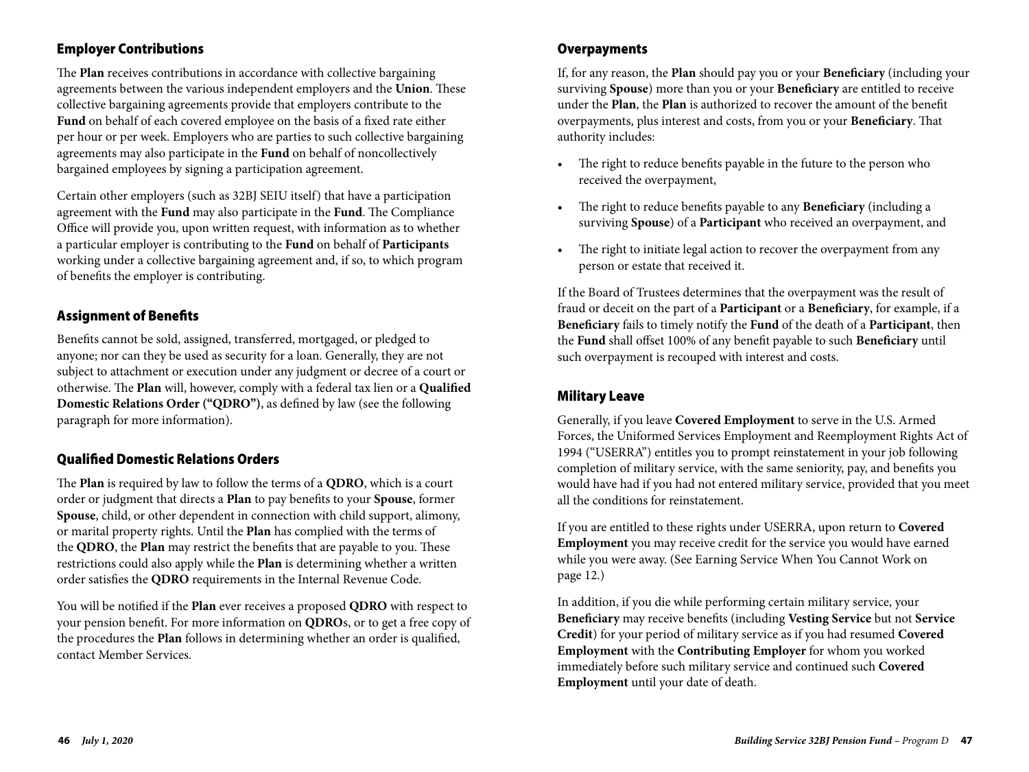## Employer Contributions

The **Plan** receives contributions in accordance with collective bargaining agreements between the various independent employers and the **Union**. These collective bargaining agreements provide that employers contribute to the **Fund** on behalf of each covered employee on the basis of a fixed rate either per hour or per week. Employers who are parties to such collective bargaining agreements may also participate in the **Fund** on behalf of noncollectively bargained employees by signing a participation agreement.

Certain other employers (such as 32BJ SEIU itself) that have a participation agreement with the **Fund** may also participate in the **Fund**. The Compliance Office will provide you, upon written request, with information as to whether a particular employer is contributing to the **Fund** on behalf of **Participants** working under a collective bargaining agreement and, if so, to which program of benefits the employer is contributing.

## Assignment of Benefits

Benefits cannot be sold, assigned, transferred, mortgaged, or pledged to anyone; nor can they be used as security for a loan. Generally, they are not subject to attachment or execution under any judgment or decree of a court or otherwise. The **Plan** will, however, comply with a federal tax lien or a **Qualified Domestic Relations Order ("QDRO")**, as defined by law (see the following paragraph for more information).

## Qualified Domestic Relations Orders

The **Plan** is required by law to follow the terms of a **QDRO**, which is a court order or judgment that directs a **Plan** to pay benefits to your **Spouse**, former **Spouse**, child, or other dependent in connection with child support, alimony, or marital property rights. Until the **Plan** has complied with the terms of the **QDRO**, the **Plan** may restrict the benefits that are payable to you. These restrictions could also apply while the **Plan** is determining whether a written order satisfies the **QDRO** requirements in the Internal Revenue Code.

You will be notified if the **Plan** ever receives a proposed **QDRO** with respect to your pension benefit. For more information on **QDRO**s, or to get a free copy of the procedures the **Plan** follows in determining whether an order is qualified, contact Member Services.

## Overpayments

If, for any reason, the **Plan** should pay you or your **Beneficiary** (including your surviving **Spouse**) more than you or your **Beneficiary** are entitled to receive under the **Plan**, the **Plan** is authorized to recover the amount of the benefit overpayments, plus interest and costs, from you or your **Beneficiary**. That authority includes:

- The right to reduce benefits payable in the future to the person who received the overpayment,
- The right to reduce benefits payable to any **Beneficiary** (including a surviving **Spouse**) of a **Participant** who received an overpayment, and
- The right to initiate legal action to recover the overpayment from any person or estate that received it.

If the Board of Trustees determines that the overpayment was the result of fraud or deceit on the part of a **Participant** or a **Beneficiary**, for example, if a **Beneficiary** fails to timely notify the **Fund** of the death of a **Participant**, then the **Fund** shall offset 100% of any benefit payable to such **Beneficiary** until such overpayment is recouped with interest and costs.

## Military Leave

Generally, if you leave **Covered Employment** to serve in the U.S. Armed Forces, the Uniformed Services Employment and Reemployment Rights Act of 1994 ("USERRA") entitles you to prompt reinstatement in your job following completion of military service, with the same seniority, pay, and benefits you would have had if you had not entered military service, provided that you meet all the conditions for reinstatement.

If you are entitled to these rights under USERRA, upon return to **Covered Employment** you may receive credit for the service you would have earned while you were away. (See Earning Service When You Cannot Work on page 12.)

In addition, if you die while performing certain military service, your **Beneficiary** may receive benefits (including **Vesting Service** but not **Service Credit**) for your period of military service as if you had resumed **Covered Employment** with the **Contributing Employer** for whom you worked immediately before such military service and continued such **Covered Employment** until your date of death.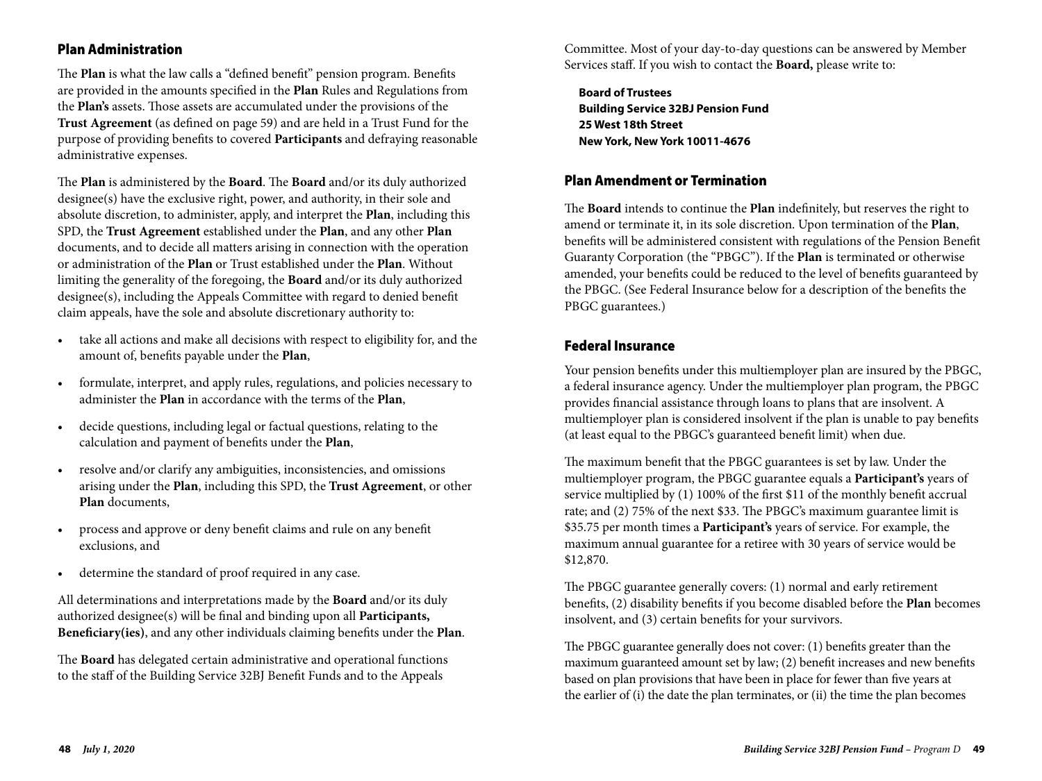## Plan Administration

The **Plan** is what the law calls a "defined benefit" pension program. Benefits are provided in the amounts specified in the **Plan** Rules and Regulations from the **Plan's** assets. Those assets are accumulated under the provisions of the **Trust Agreement** (as defined on page 59) and are held in a Trust Fund for the purpose of providing benefits to covered **Participants** and defraying reasonable administrative expenses.

The **Plan** is administered by the **Board**. The **Board** and/or its duly authorized designee(s) have the exclusive right, power, and authority, in their sole and absolute discretion, to administer, apply, and interpret the **Plan**, including this SPD, the **Trust Agreement** established under the **Plan**, and any other **Plan** documents, and to decide all matters arising in connection with the operation or administration of the **Plan** or Trust established under the **Plan**. Without limiting the generality of the foregoing, the **Board** and/or its duly authorized designee(s), including the Appeals Committee with regard to denied benefit claim appeals, have the sole and absolute discretionary authority to:

- take all actions and make all decisions with respect to eligibility for, and the amount of, benefits payable under the **Plan**,
- formulate, interpret, and apply rules, regulations, and policies necessary to administer the **Plan** in accordance with the terms of the **Plan**,
- decide questions, including legal or factual questions, relating to the calculation and payment of benefits under the **Plan**,
- resolve and/or clarify any ambiguities, inconsistencies, and omissions arising under the **Plan**, including this SPD, the **Trust Agreement**, or other **Plan** documents,
- process and approve or deny benefit claims and rule on any benefit exclusions, and
- determine the standard of proof required in any case.

All determinations and interpretations made by the **Board** and/or its duly authorized designee(s) will be final and binding upon all **Participants, Beneficiary(ies)**, and any other individuals claiming benefits under the **Plan**.

The **Board** has delegated certain administrative and operational functions to the staff of the Building Service 32BJ Benefit Funds and to the Appeals Committee. Most of your day-to-day questions can be answered by Member Services staff. If you wish to contact the **Board,** please write to:

**Board of Trustees**
**Building Service 32BJ Pension Fund**
**25 West 18th Street**
**New York, New York 10011-4676**

## Plan Amendment or Termination

The **Board** intends to continue the **Plan** indefinitely, but reserves the right to amend or terminate it, in its sole discretion. Upon termination of the **Plan**, benefits will be administered consistent with regulations of the Pension Benefit Guaranty Corporation (the "PBGC"). If the **Plan** is terminated or otherwise amended, your benefits could be reduced to the level of benefits guaranteed by the PBGC. (See Federal Insurance below for a description of the benefits the PBGC guarantees.)

## Federal Insurance

Your pension benefits under this multiemployer plan are insured by the PBGC, a federal insurance agency. Under the multiemployer plan program, the PBGC provides financial assistance through loans to plans that are insolvent. A multiemployer plan is considered insolvent if the plan is unable to pay benefits (at least equal to the PBGC's guaranteed benefit limit) when due.

The maximum benefit that the PBGC guarantees is set by law. Under the multiemployer program, the PBGC guarantee equals a **Participant's** years of service multiplied by (1) 100% of the first $11 of the monthly benefit accrual rate; and (2) 75% of the next $33. The PBGC's maximum guarantee limit is $35.75 per month times a **Participant's** years of service. For example, the maximum annual guarantee for a retiree with 30 years of service would be $12,870.

The PBGC guarantee generally covers: (1) normal and early retirement benefits, (2) disability benefits if you become disabled before the **Plan** becomes insolvent, and (3) certain benefits for your survivors.

The PBGC guarantee generally does not cover: (1) benefits greater than the maximum guaranteed amount set by law; (2) benefit increases and new benefits based on plan provisions that have been in place for fewer than five years at the earlier of (i) the date the plan terminates, or (ii) the time the plan becomes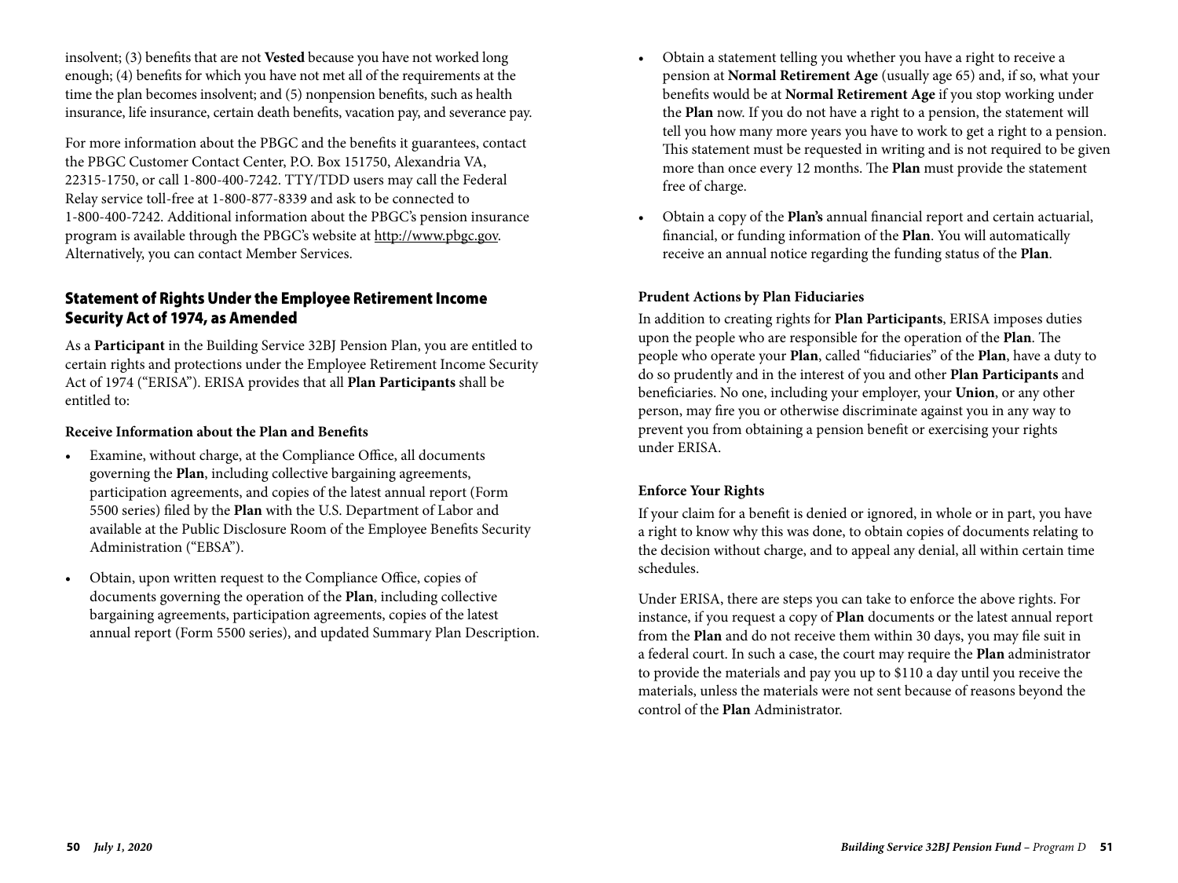insolvent; (3) benefits that are not **Vested** because you have not worked long enough; (4) benefits for which you have not met all of the requirements at the time the plan becomes insolvent; and (5) nonpension benefits, such as health insurance, life insurance, certain death benefits, vacation pay, and severance pay.

For more information about the PBGC and the benefits it guarantees, contact the PBGC Customer Contact Center, P.O. Box 151750, Alexandria VA, 22315-1750, or call 1-800-400-7242. TTY/TDD users may call the Federal Relay service toll-free at 1-800-877-8339 and ask to be connected to 1-800-400-7242. Additional information about the PBGC's pension insurance program is available through the PBGC's website at http://www.pbgc.gov. Alternatively, you can contact Member Services.

## Statement of Rights Under the Employee Retirement Income Security Act of 1974, as Amended

As a **Participant** in the Building Service 32BJ Pension Plan, you are entitled to certain rights and protections under the Employee Retirement Income Security Act of 1974 ("ERISA"). ERISA provides that all **Plan Participants** shall be entitled to:

### Receive Information about the Plan and Benefits

- Examine, without charge, at the Compliance Office, all documents governing the **Plan**, including collective bargaining agreements, participation agreements, and copies of the latest annual report (Form 5500 series) filed by the **Plan** with the U.S. Department of Labor and available at the Public Disclosure Room of the Employee Benefits Security Administration ("EBSA").
- Obtain, upon written request to the Compliance Office, copies of documents governing the operation of the **Plan**, including collective bargaining agreements, participation agreements, copies of the latest annual report (Form 5500 series), and updated Summary Plan Description.
- Obtain a statement telling you whether you have a right to receive a pension at **Normal Retirement Age** (usually age 65) and, if so, what your benefits would be at **Normal Retirement Age** if you stop working under the **Plan** now. If you do not have a right to a pension, the statement will tell you how many more years you have to work to get a right to a pension. This statement must be requested in writing and is not required to be given more than once every 12 months. The **Plan** must provide the statement free of charge.
- Obtain a copy of the **Plan's** annual financial report and certain actuarial, financial, or funding information of the **Plan**. You will automatically receive an annual notice regarding the funding status of the **Plan**.

### Prudent Actions by Plan Fiduciaries

In addition to creating rights for **Plan Participants**, ERISA imposes duties upon the people who are responsible for the operation of the **Plan**. The people who operate your **Plan**, called "fiduciaries" of the **Plan**, have a duty to do so prudently and in the interest of you and other **Plan Participants** and beneficiaries. No one, including your employer, your **Union**, or any other person, may fire you or otherwise discriminate against you in any way to prevent you from obtaining a pension benefit or exercising your rights under ERISA.

### Enforce Your Rights

If your claim for a benefit is denied or ignored, in whole or in part, you have a right to know why this was done, to obtain copies of documents relating to the decision without charge, and to appeal any denial, all within certain time schedules.

Under ERISA, there are steps you can take to enforce the above rights. For instance, if you request a copy of **Plan** documents or the latest annual report from the **Plan** and do not receive them within 30 days, you may file suit in a federal court. In such a case, the court may require the **Plan** administrator to provide the materials and pay you up to $110 a day until you receive the materials, unless the materials were not sent because of reasons beyond the control of the **Plan** Administrator.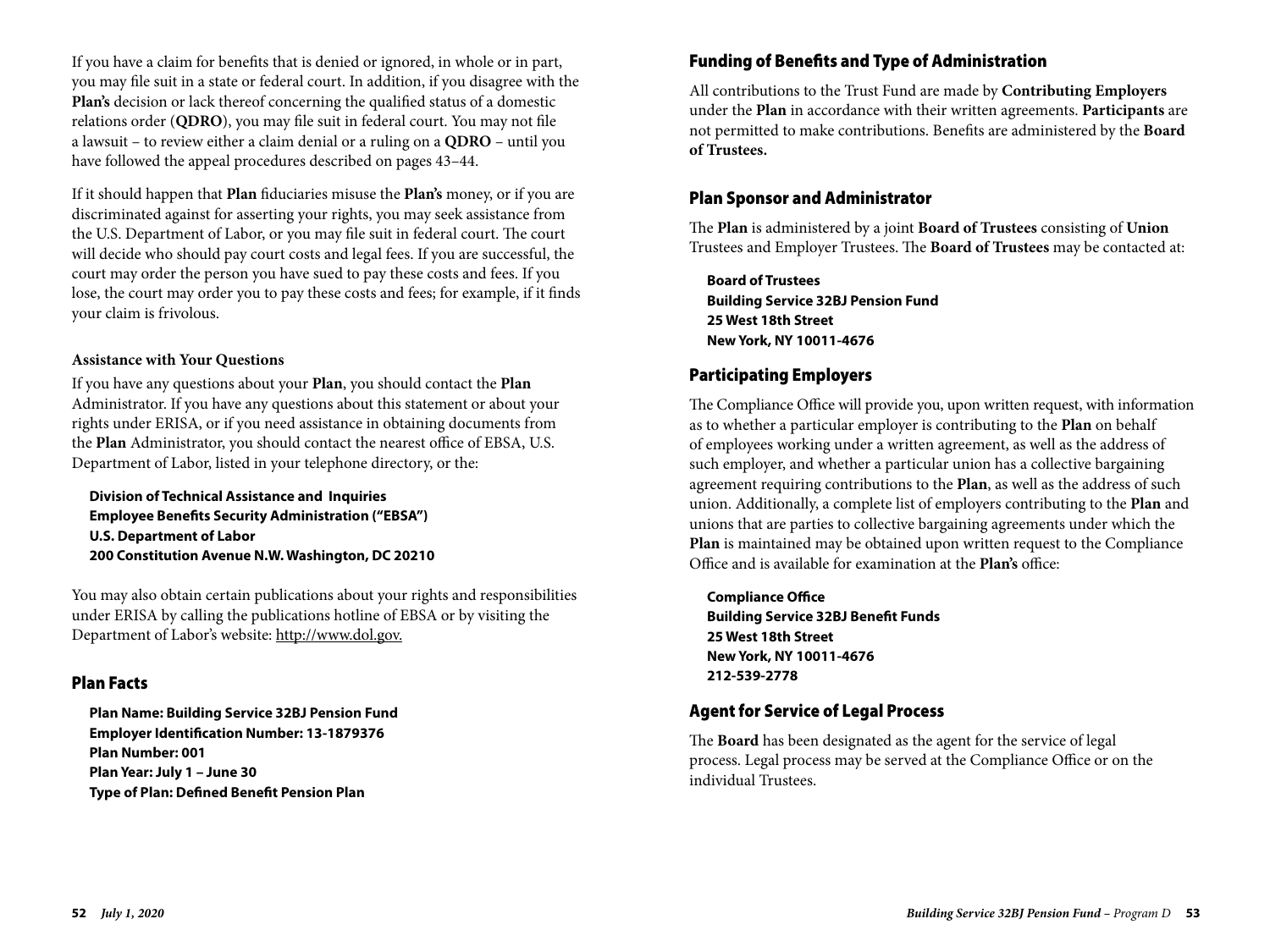If you have a claim for benefits that is denied or ignored, in whole or in part, you may file suit in a state or federal court. In addition, if you disagree with the **Plan's** decision or lack thereof concerning the qualified status of a domestic relations order (**QDRO**), you may file suit in federal court. You may not file a lawsuit – to review either a claim denial or a ruling on a **QDRO** – until you have followed the appeal procedures described on pages 43–44.

If it should happen that **Plan** fiduciaries misuse the **Plan's** money, or if you are discriminated against for asserting your rights, you may seek assistance from the U.S. Department of Labor, or you may file suit in federal court. The court will decide who should pay court costs and legal fees. If you are successful, the court may order the person you have sued to pay these costs and fees. If you lose, the court may order you to pay these costs and fees; for example, if it finds your claim is frivolous.

**Assistance with Your Questions**

If you have any questions about your **Plan**, you should contact the **Plan** Administrator. If you have any questions about this statement or about your rights under ERISA, or if you need assistance in obtaining documents from the **Plan** Administrator, you should contact the nearest office of EBSA, U.S. Department of Labor, listed in your telephone directory, or the:

**Division of Technical Assistance and Inquiries**
**Employee Benefits Security Administration ("EBSA")**
**U.S. Department of Labor**
**200 Constitution Avenue N.W. Washington, DC 20210**

You may also obtain certain publications about your rights and responsibilities under ERISA by calling the publications hotline of EBSA or by visiting the Department of Labor's website: http://www.dol.gov.

## Plan Facts

**Plan Name: Building Service 32BJ Pension Fund**
**Employer Identification Number: 13-1879376**
**Plan Number: 001**
**Plan Year: July 1 – June 30**
**Type of Plan: Defined Benefit Pension Plan**

## Funding of Benefits and Type of Administration

All contributions to the Trust Fund are made by **Contributing Employers** under the **Plan** in accordance with their written agreements. **Participants** are not permitted to make contributions. Benefits are administered by the **Board of Trustees.**

## Plan Sponsor and Administrator

The **Plan** is administered by a joint **Board of Trustees** consisting of **Union** Trustees and Employer Trustees. The **Board of Trustees** may be contacted at:

**Board of Trustees**
**Building Service 32BJ Pension Fund**
**25 West 18th Street**
**New York, NY 10011-4676**

## Participating Employers

The Compliance Office will provide you, upon written request, with information as to whether a particular employer is contributing to the **Plan** on behalf of employees working under a written agreement, as well as the address of such employer, and whether a particular union has a collective bargaining agreement requiring contributions to the **Plan**, as well as the address of such union. Additionally, a complete list of employers contributing to the **Plan** and unions that are parties to collective bargaining agreements under which the **Plan** is maintained may be obtained upon written request to the Compliance Office and is available for examination at the **Plan's** office:

**Compliance Office**
**Building Service 32BJ Benefit Funds**
**25 West 18th Street**
**New York, NY 10011-4676**
**212-539-2778**

## Agent for Service of Legal Process

The **Board** has been designated as the agent for the service of legal process. Legal process may be served at the Compliance Office or on the individual Trustees.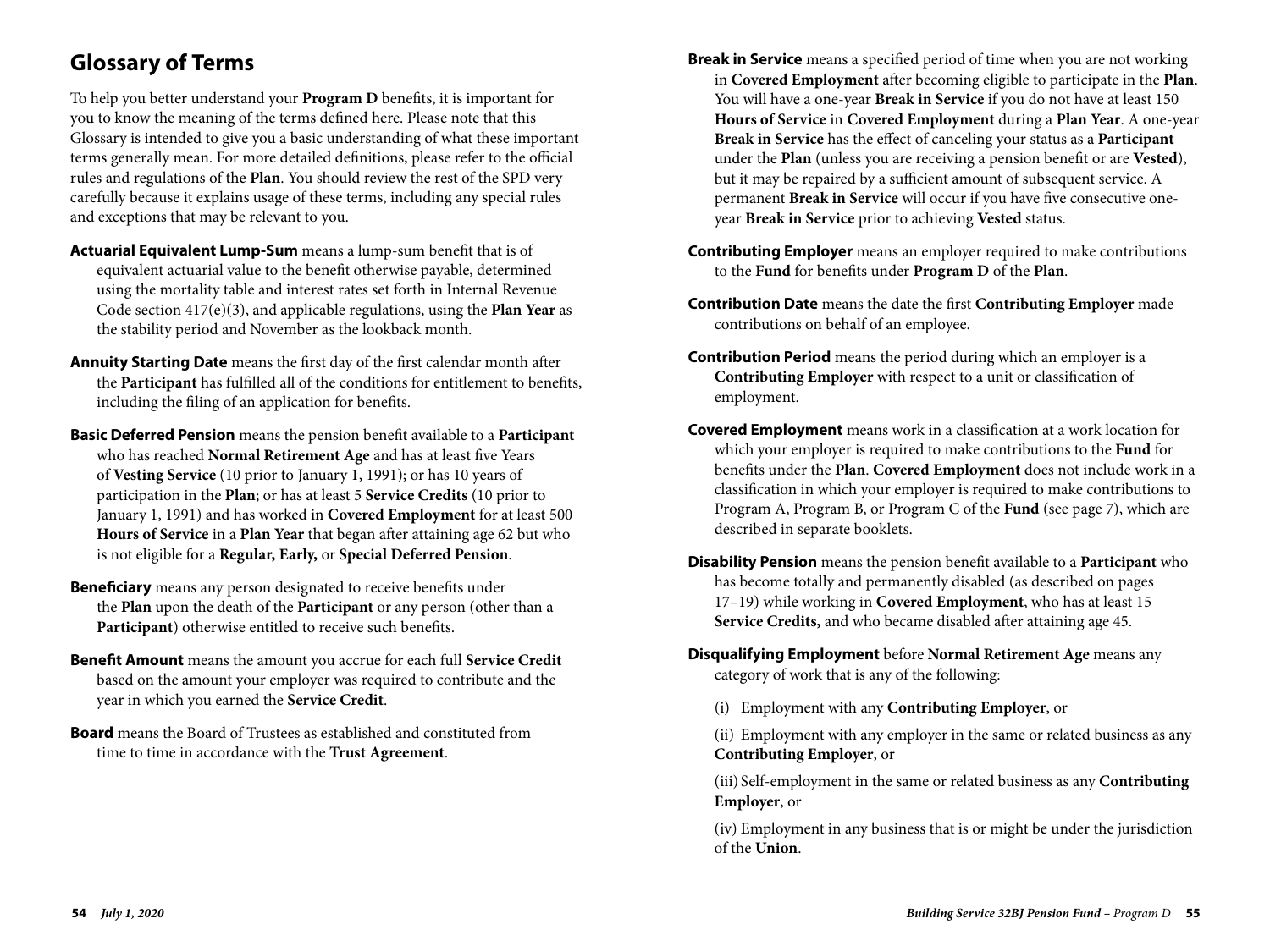## Glossary of Terms

To help you better understand your **Program D** benefits, it is important for you to know the meaning of the terms defined here. Please note that this Glossary is intended to give you a basic understanding of what these important terms generally mean. For more detailed definitions, please refer to the official rules and regulations of the **Plan**. You should review the rest of the SPD very carefully because it explains usage of these terms, including any special rules and exceptions that may be relevant to you.

**Actuarial Equivalent Lump-Sum** means a lump-sum benefit that is of equivalent actuarial value to the benefit otherwise payable, determined using the mortality table and interest rates set forth in Internal Revenue Code section 417(e)(3), and applicable regulations, using the **Plan Year** as the stability period and November as the lookback month.

**Annuity Starting Date** means the first day of the first calendar month after the **Participant** has fulfilled all of the conditions for entitlement to benefits, including the filing of an application for benefits.

**Basic Deferred Pension** means the pension benefit available to a **Participant** who has reached **Normal Retirement Age** and has at least five Years of **Vesting Service** (10 prior to January 1, 1991); or has 10 years of participation in the **Plan**; or has at least 5 **Service Credits** (10 prior to January 1, 1991) and has worked in **Covered Employment** for at least 500 **Hours of Service** in a **Plan Year** that began after attaining age 62 but who is not eligible for a **Regular, Early,** or **Special Deferred Pension**.

**Beneficiary** means any person designated to receive benefits under the **Plan** upon the death of the **Participant** or any person (other than a **Participant**) otherwise entitled to receive such benefits.

**Benefit Amount** means the amount you accrue for each full **Service Credit** based on the amount your employer was required to contribute and the year in which you earned the **Service Credit**.

**Board** means the Board of Trustees as established and constituted from time to time in accordance with the **Trust Agreement**.

**Break in Service** means a specified period of time when you are not working in **Covered Employment** after becoming eligible to participate in the **Plan**. You will have a one-year **Break in Service** if you do not have at least 150 **Hours of Service** in **Covered Employment** during a **Plan Year**. A one-year **Break in Service** has the effect of canceling your status as a **Participant** under the **Plan** (unless you are receiving a pension benefit or are **Vested**), but it may be repaired by a sufficient amount of subsequent service. A permanent **Break in Service** will occur if you have five consecutive one-year **Break in Service** prior to achieving **Vested** status.

**Contributing Employer** means an employer required to make contributions to the **Fund** for benefits under **Program D** of the **Plan**.

**Contribution Date** means the date the first **Contributing Employer** made contributions on behalf of an employee.

**Contribution Period** means the period during which an employer is a **Contributing Employer** with respect to a unit or classification of employment.

**Covered Employment** means work in a classification at a work location for which your employer is required to make contributions to the **Fund** for benefits under the **Plan**. **Covered Employment** does not include work in a classification in which your employer is required to make contributions to Program A, Program B, or Program C of the **Fund** (see page 7), which are described in separate booklets.

**Disability Pension** means the pension benefit available to a **Participant** who has become totally and permanently disabled (as described on pages 17–19) while working in **Covered Employment**, who has at least 15 **Service Credits,** and who became disabled after attaining age 45.

**Disqualifying Employment** before **Normal Retirement Age** means any category of work that is any of the following:

(i) Employment with any **Contributing Employer**, or

(ii) Employment with any employer in the same or related business as any **Contributing Employer**, or

(iii) Self-employment in the same or related business as any **Contributing Employer**, or

(iv) Employment in any business that is or might be under the jurisdiction of the **Union**.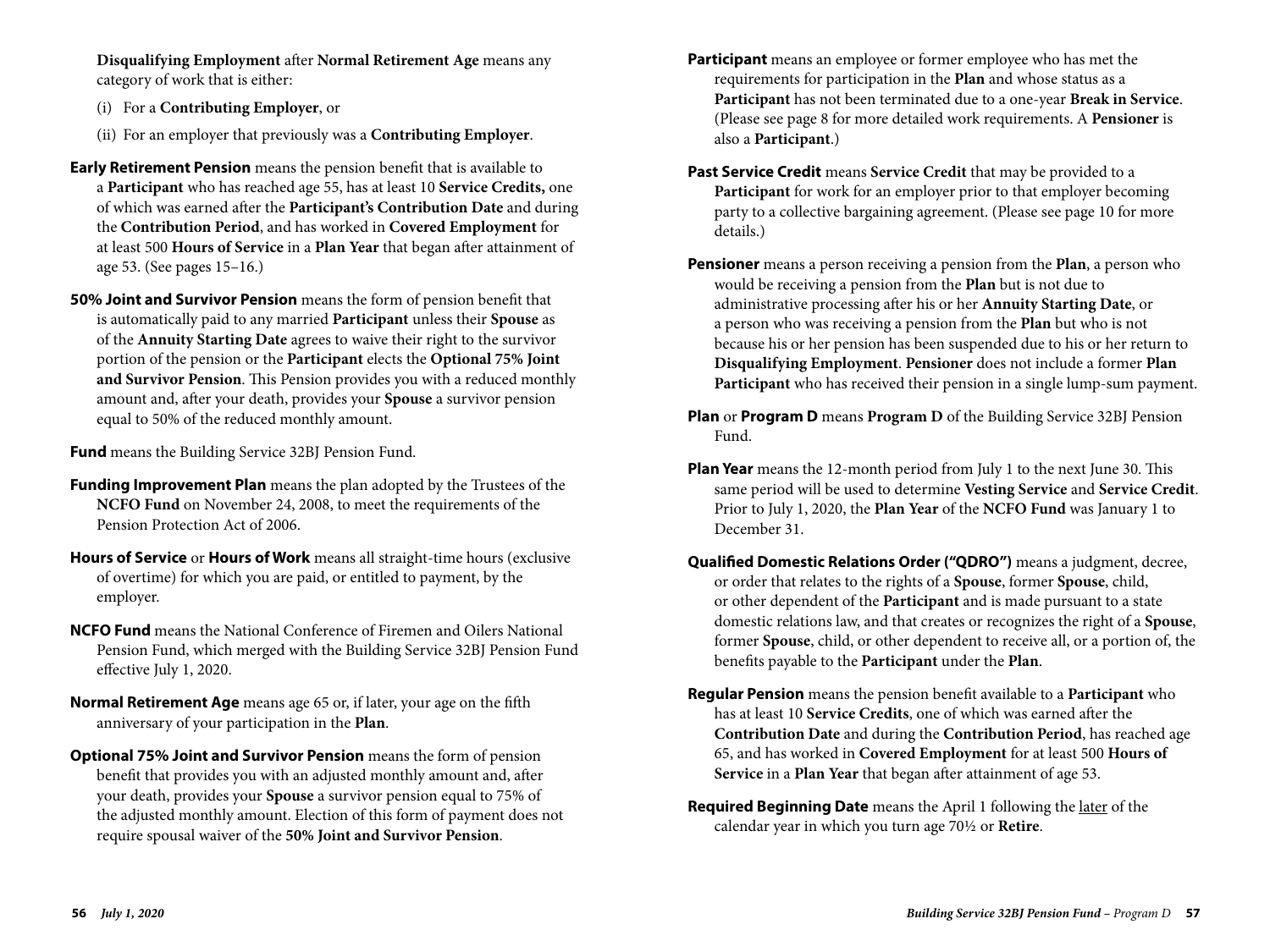**Disqualifying Employment** after **Normal Retirement Age** means any category of work that is either:

(i) For a **Contributing Employer**, or

(ii) For an employer that previously was a **Contributing Employer**.

**Early Retirement Pension** means the pension benefit that is available to a **Participant** who has reached age 55, has at least 10 **Service Credits,** one of which was earned after the **Participant's Contribution Date** and during the **Contribution Period**, and has worked in **Covered Employment** for at least 500 **Hours of Service** in a **Plan Year** that began after attainment of age 53. (See pages 15–16.)

**50% Joint and Survivor Pension** means the form of pension benefit that is automatically paid to any married **Participant** unless their **Spouse** as of the **Annuity Starting Date** agrees to waive their right to the survivor portion of the pension or the **Participant** elects the **Optional 75% Joint and Survivor Pension**. This Pension provides you with a reduced monthly amount and, after your death, provides your **Spouse** a survivor pension equal to 50% of the reduced monthly amount.

**Fund** means the Building Service 32BJ Pension Fund.

**Funding Improvement Plan** means the plan adopted by the Trustees of the **NCFO Fund** on November 24, 2008, to meet the requirements of the Pension Protection Act of 2006.

**Hours of Service** or **Hours of Work** means all straight-time hours (exclusive of overtime) for which you are paid, or entitled to payment, by the employer.

**NCFO Fund** means the National Conference of Firemen and Oilers National Pension Fund, which merged with the Building Service 32BJ Pension Fund effective July 1, 2020.

**Normal Retirement Age** means age 65 or, if later, your age on the fifth anniversary of your participation in the **Plan**.

**Optional 75% Joint and Survivor Pension** means the form of pension benefit that provides you with an adjusted monthly amount and, after your death, provides your **Spouse** a survivor pension equal to 75% of the adjusted monthly amount. Election of this form of payment does not require spousal waiver of the **50% Joint and Survivor Pension**.

**Participant** means an employee or former employee who has met the requirements for participation in the **Plan** and whose status as a **Participant** has not been terminated due to a one-year **Break in Service**. (Please see page 8 for more detailed work requirements. A **Pensioner** is also a **Participant**.)

**Past Service Credit** means **Service Credit** that may be provided to a **Participant** for work for an employer prior to that employer becoming party to a collective bargaining agreement. (Please see page 10 for more details.)

**Pensioner** means a person receiving a pension from the **Plan**, a person who would be receiving a pension from the **Plan** but is not due to administrative processing after his or her **Annuity Starting Date**, or a person who was receiving a pension from the **Plan** but who is not because his or her pension has been suspended due to his or her return to **Disqualifying Employment**. **Pensioner** does not include a former **Plan Participant** who has received their pension in a single lump-sum payment.

**Plan** or **Program D** means **Program D** of the Building Service 32BJ Pension Fund.

**Plan Year** means the 12-month period from July 1 to the next June 30. This same period will be used to determine **Vesting Service** and **Service Credit**. Prior to July 1, 2020, the **Plan Year** of the **NCFO Fund** was January 1 to December 31.

**Qualified Domestic Relations Order ("QDRO")** means a judgment, decree, or order that relates to the rights of a **Spouse**, former **Spouse**, child, or other dependent of the **Participant** and is made pursuant to a state domestic relations law, and that creates or recognizes the right of a **Spouse**, former **Spouse**, child, or other dependent to receive all, or a portion of, the benefits payable to the **Participant** under the **Plan**.

**Regular Pension** means the pension benefit available to a **Participant** who has at least 10 **Service Credits**, one of which was earned after the **Contribution Date** and during the **Contribution Period**, has reached age 65, and has worked in **Covered Employment** for at least 500 **Hours of Service** in a **Plan Year** that began after attainment of age 53.

**Required Beginning Date** means the April 1 following the later of the calendar year in which you turn age 70½ or **Retire**.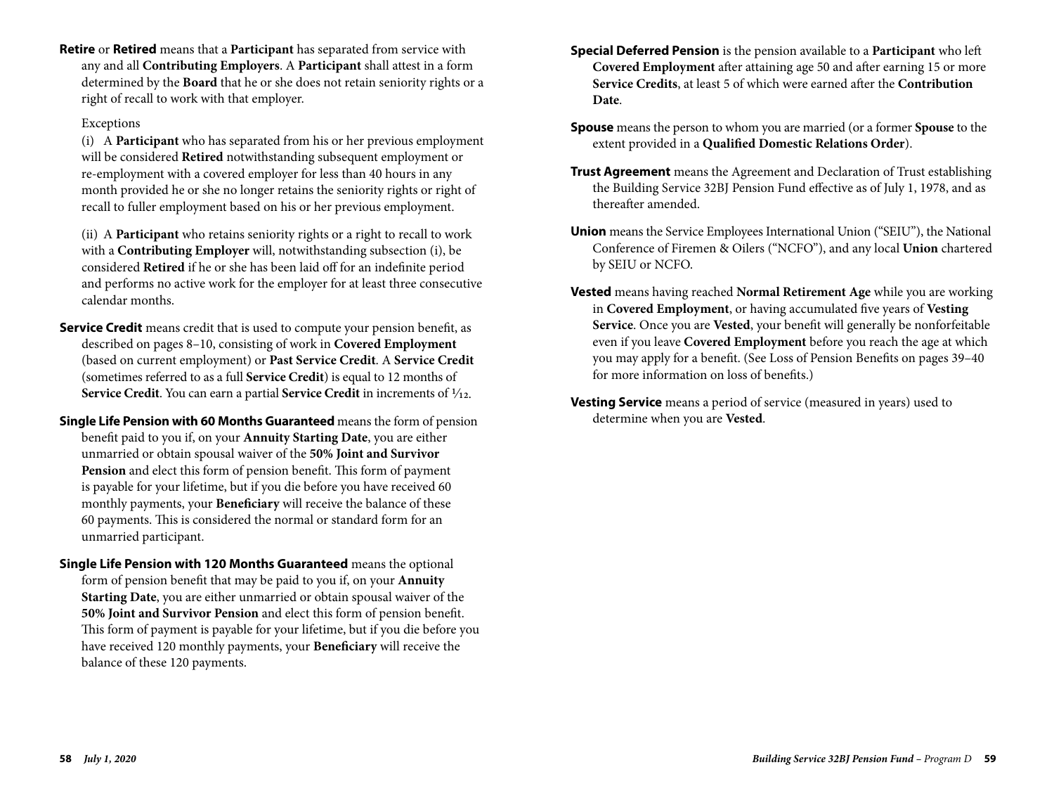**Retire** or **Retired** means that a **Participant** has separated from service with any and all **Contributing Employers**. A **Participant** shall attest in a form determined by the **Board** that he or she does not retain seniority rights or a right of recall to work with that employer.

Exceptions

(i) A **Participant** who has separated from his or her previous employment will be considered **Retired** notwithstanding subsequent employment or re-employment with a covered employer for less than 40 hours in any month provided he or she no longer retains the seniority rights or right of recall to fuller employment based on his or her previous employment.

(ii) A **Participant** who retains seniority rights or a right to recall to work with a **Contributing Employer** will, notwithstanding subsection (i), be considered **Retired** if he or she has been laid off for an indefinite period and performs no active work for the employer for at least three consecutive calendar months.

**Service Credit** means credit that is used to compute your pension benefit, as described on pages 8–10, consisting of work in **Covered Employment** (based on current employment) or **Past Service Credit**. A **Service Credit** (sometimes referred to as a full **Service Credit**) is equal to 12 months of **Service Credit**. You can earn a partial **Service Credit** in increments of 1⁄12.

**Single Life Pension with 60 Months Guaranteed** means the form of pension benefit paid to you if, on your **Annuity Starting Date**, you are either unmarried or obtain spousal waiver of the **50% Joint and Survivor Pension** and elect this form of pension benefit. This form of payment is payable for your lifetime, but if you die before you have received 60 monthly payments, your **Beneficiary** will receive the balance of these 60 payments. This is considered the normal or standard form for an unmarried participant.

**Single Life Pension with 120 Months Guaranteed** means the optional form of pension benefit that may be paid to you if, on your **Annuity Starting Date**, you are either unmarried or obtain spousal waiver of the **50% Joint and Survivor Pension** and elect this form of pension benefit. This form of payment is payable for your lifetime, but if you die before you have received 120 monthly payments, your **Beneficiary** will receive the balance of these 120 payments.

**Special Deferred Pension** is the pension available to a **Participant** who left **Covered Employment** after attaining age 50 and after earning 15 or more **Service Credits**, at least 5 of which were earned after the **Contribution Date**.

**Spouse** means the person to whom you are married (or a former **Spouse** to the extent provided in a **Qualified Domestic Relations Order**).

**Trust Agreement** means the Agreement and Declaration of Trust establishing the Building Service 32BJ Pension Fund effective as of July 1, 1978, and as thereafter amended.

**Union** means the Service Employees International Union ("SEIU"), the National Conference of Firemen & Oilers ("NCFO"), and any local **Union** chartered by SEIU or NCFO.

**Vested** means having reached **Normal Retirement Age** while you are working in **Covered Employment**, or having accumulated five years of **Vesting Service**. Once you are **Vested**, your benefit will generally be nonforfeitable even if you leave **Covered Employment** before you reach the age at which you may apply for a benefit. (See Loss of Pension Benefits on pages 39–40 for more information on loss of benefits.)

**Vesting Service** means a period of service (measured in years) used to determine when you are **Vested**.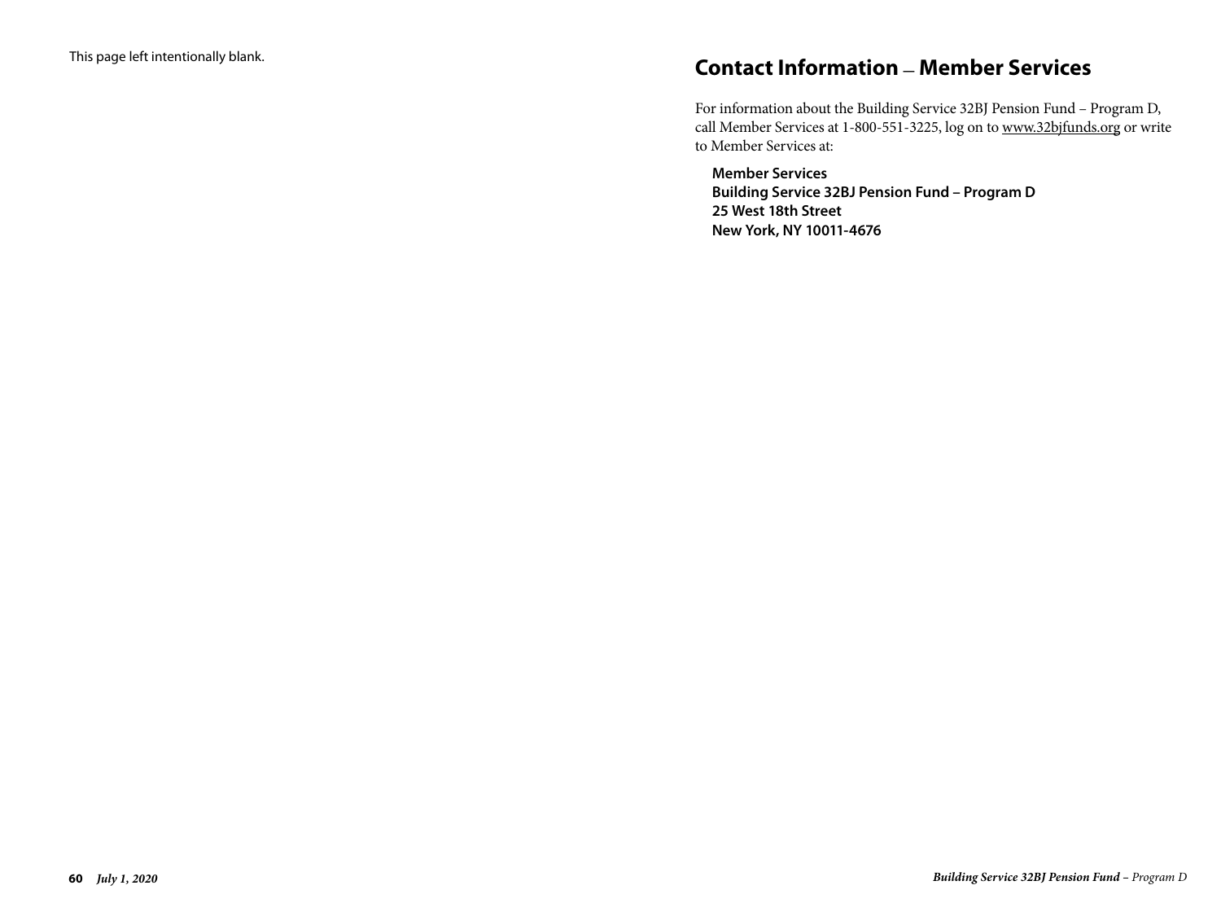This page left intentionally blank.

## Contact Information — Member Services

For information about the Building Service 32BJ Pension Fund – Program D, call Member Services at 1-800-551-3225, log on to www.32bjfunds.org or write to Member Services at:

**Member Services**
**Building Service 32BJ Pension Fund – Program D**
**25 West 18th Street**
**New York, NY 10011-4676**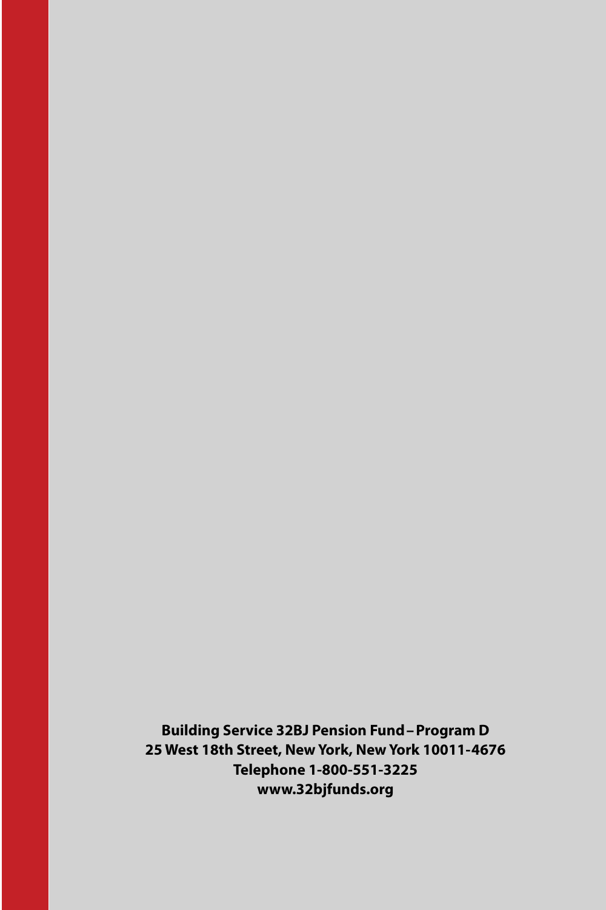**Building Service 32BJ Pension Fund – Program D**
**25 West 18th Street, New York, New York 10011-4676**
**Telephone 1-800-551-3225**
**www.32bjfunds.org**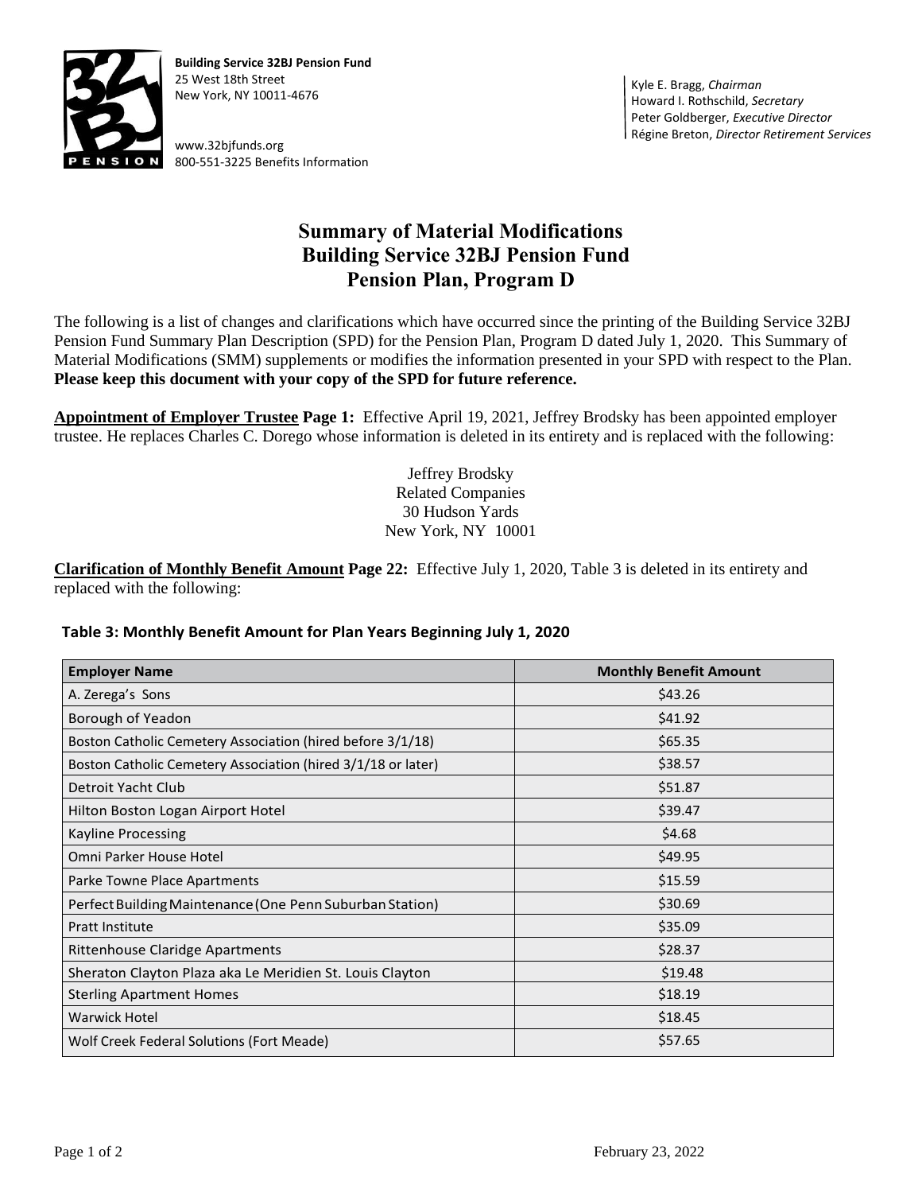**Building Service 32BJ Pension Fund**
25 West 18th Street
New York, NY 10011-4676

www.32bjfunds.org
800-551-3225 Benefits Information

Kyle E. Bragg, *Chairman*
Howard I. Rothschild, *Secretary*
Peter Goldberger, *Executive Director*
Régine Breton, *Director Retirement Services*

# Summary of Material Modifications
# Building Service 32BJ Pension Fund
# Pension Plan, Program D

The following is a list of changes and clarifications which have occurred since the printing of the Building Service 32BJ Pension Fund Summary Plan Description (SPD) for the Pension Plan, Program D dated July 1, 2020. This Summary of Material Modifications (SMM) supplements or modifies the information presented in your SPD with respect to the Plan. **Please keep this document with your copy of the SPD for future reference.**

**Appointment of Employer Trustee Page 1:** Effective April 19, 2021, Jeffrey Brodsky has been appointed employer trustee. He replaces Charles C. Dorego whose information is deleted in its entirety and is replaced with the following:

Jeffrey Brodsky
Related Companies
30 Hudson Yards
New York, NY 10001

**Clarification of Monthly Benefit Amount Page 22:** Effective July 1, 2020, Table 3 is deleted in its entirety and replaced with the following:

**Table 3: Monthly Benefit Amount for Plan Years Beginning July 1, 2020**

| Employer Name | Monthly Benefit Amount |
|---|---|
| A. Zerega's Sons | $43.26 |
| Borough of Yeadon | $41.92 |
| Boston Catholic Cemetery Association (hired before 3/1/18) | $65.35 |
| Boston Catholic Cemetery Association (hired 3/1/18 or later) | $38.57 |
| Detroit Yacht Club | $51.87 |
| Hilton Boston Logan Airport Hotel | $39.47 |
| Kayline Processing | $4.68 |
| Omni Parker House Hotel | $49.95 |
| Parke Towne Place Apartments | $15.59 |
| Perfect Building Maintenance (One Penn Suburban Station) | $30.69 |
| Pratt Institute | $35.09 |
| Rittenhouse Claridge Apartments | $28.37 |
| Sheraton Clayton Plaza aka Le Meridien St. Louis Clayton | $19.48 |
| Sterling Apartment Homes | $18.19 |
| Warwick Hotel | $18.45 |
| Wolf Creek Federal Solutions (Fort Meade) | $57.65 |

February 23, 2022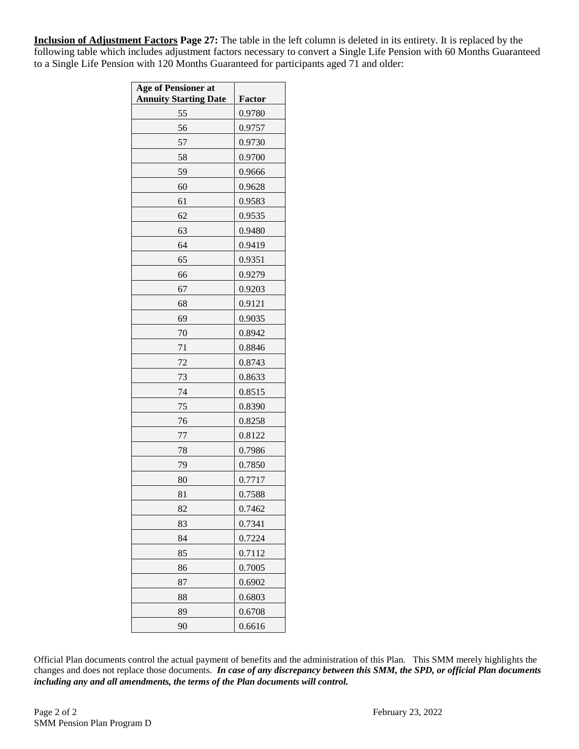**<u>Inclusion of Adjustment Factors</u> Page 27:** The table in the left column is deleted in its entirety. It is replaced by the following table which includes adjustment factors necessary to convert a Single Life Pension with 60 Months Guaranteed to a Single Life Pension with 120 Months Guaranteed for participants aged 71 and older:

| Age of Pensioner at Annuity Starting Date | Factor |
|---|---|
| 55 | 0.9780 |
| 56 | 0.9757 |
| 57 | 0.9730 |
| 58 | 0.9700 |
| 59 | 0.9666 |
| 60 | 0.9628 |
| 61 | 0.9583 |
| 62 | 0.9535 |
| 63 | 0.9480 |
| 64 | 0.9419 |
| 65 | 0.9351 |
| 66 | 0.9279 |
| 67 | 0.9203 |
| 68 | 0.9121 |
| 69 | 0.9035 |
| 70 | 0.8942 |
| 71 | 0.8846 |
| 72 | 0.8743 |
| 73 | 0.8633 |
| 74 | 0.8515 |
| 75 | 0.8390 |
| 76 | 0.8258 |
| 77 | 0.8122 |
| 78 | 0.7986 |
| 79 | 0.7850 |
| 80 | 0.7717 |
| 81 | 0.7588 |
| 82 | 0.7462 |
| 83 | 0.7341 |
| 84 | 0.7224 |
| 85 | 0.7112 |
| 86 | 0.7005 |
| 87 | 0.6902 |
| 88 | 0.6803 |
| 89 | 0.6708 |
| 90 | 0.6616 |

Official Plan documents control the actual payment of benefits and the administration of this Plan. This SMM merely highlights the changes and does not replace those documents. ***In case of any discrepancy between this SMM, the SPD, or official Plan documents including any and all amendments, the terms of the Plan documents will control.***

February 23, 2022

SMM Pension Plan Program D